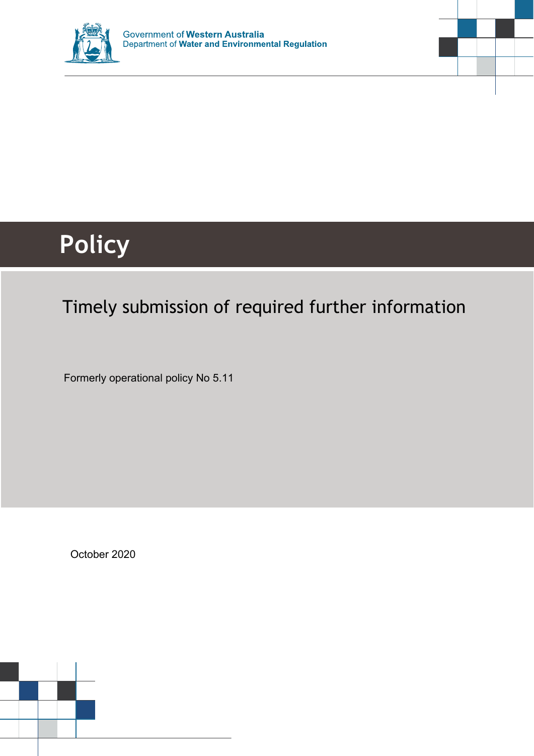Government of **Western Australia**
Department of **Water and Environmental Regulation**

# Policy

## Timely submission of required further information

Formerly operational policy No 5.11

October 2020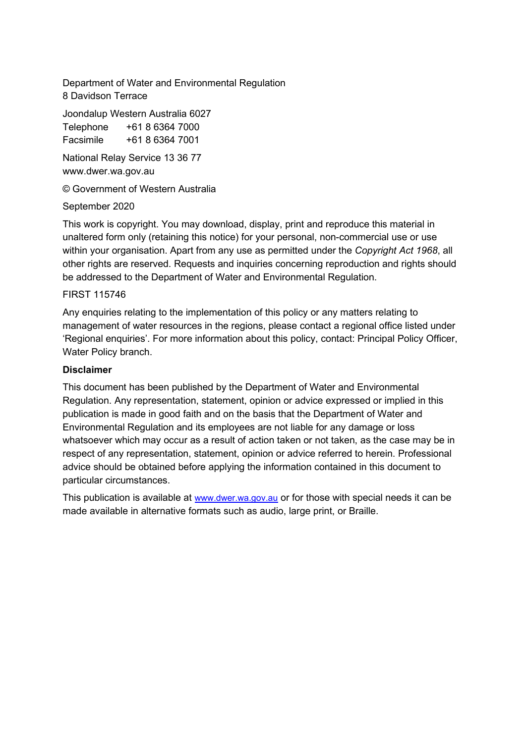Department of Water and Environmental Regulation
8 Davidson Terrace

Joondalup Western Australia 6027
Telephone +61 8 6364 7000
Facsimile +61 8 6364 7001

National Relay Service 13 36 77
www.dwer.wa.gov.au

© Government of Western Australia

September 2020

This work is copyright. You may download, display, print and reproduce this material in unaltered form only (retaining this notice) for your personal, non-commercial use or use within your organisation. Apart from any use as permitted under the *Copyright Act 1968*, all other rights are reserved. Requests and inquiries concerning reproduction and rights should be addressed to the Department of Water and Environmental Regulation.

FIRST 115746

Any enquiries relating to the implementation of this policy or any matters relating to management of water resources in the regions, please contact a regional office listed under 'Regional enquiries'. For more information about this policy, contact: Principal Policy Officer, Water Policy branch.

**Disclaimer**

This document has been published by the Department of Water and Environmental Regulation. Any representation, statement, opinion or advice expressed or implied in this publication is made in good faith and on the basis that the Department of Water and Environmental Regulation and its employees are not liable for any damage or loss whatsoever which may occur as a result of action taken or not taken, as the case may be in respect of any representation, statement, opinion or advice referred to herein. Professional advice should be obtained before applying the information contained in this document to particular circumstances.

This publication is available at www.dwer.wa.gov.au or for those with special needs it can be made available in alternative formats such as audio, large print, or Braille.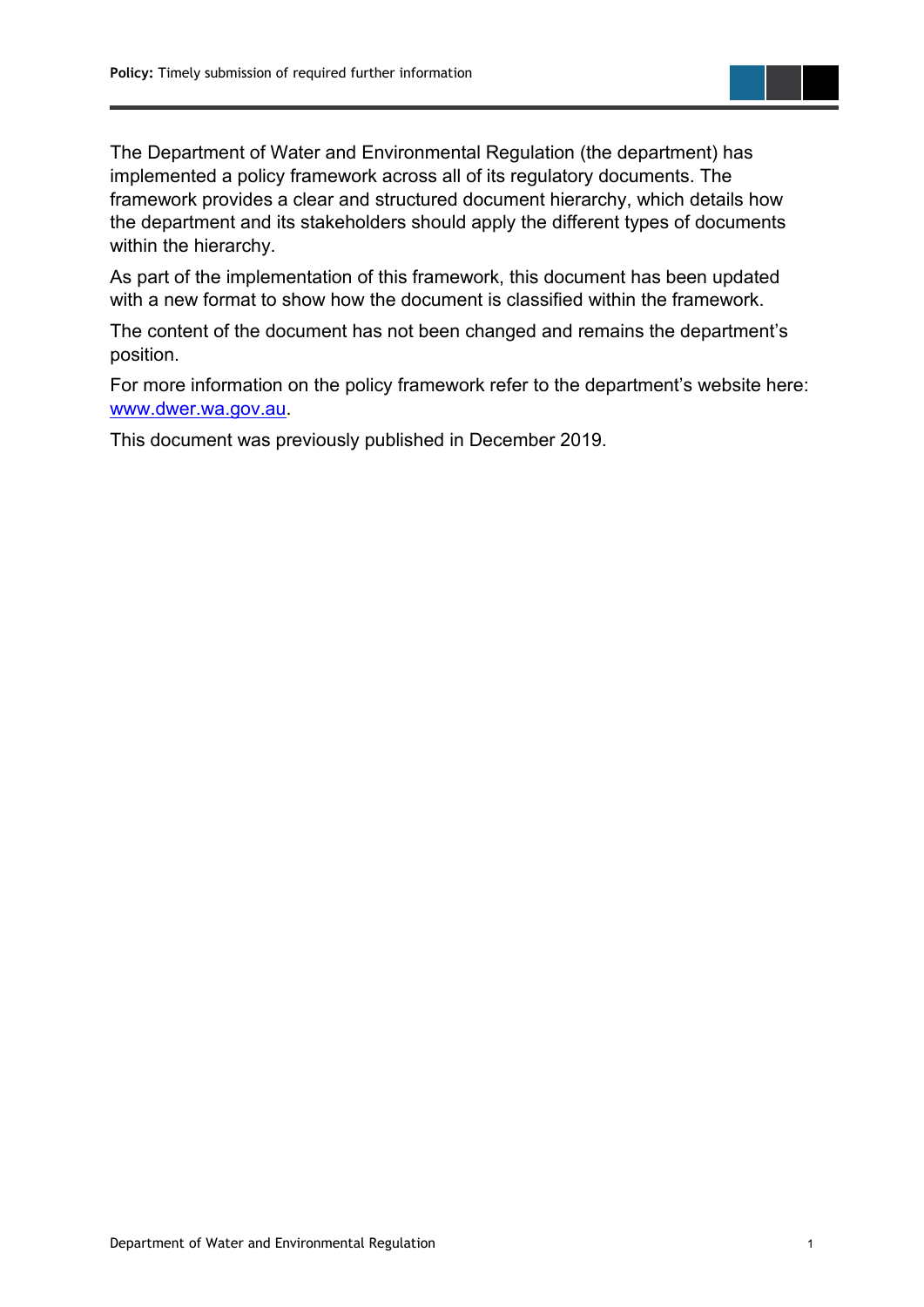The Department of Water and Environmental Regulation (the department) has implemented a policy framework across all of its regulatory documents. The framework provides a clear and structured document hierarchy, which details how the department and its stakeholders should apply the different types of documents within the hierarchy.

As part of the implementation of this framework, this document has been updated with a new format to show how the document is classified within the framework.

The content of the document has not been changed and remains the department's position.

For more information on the policy framework refer to the department's website here: [www.dwer.wa.gov.au](http://www.dwer.wa.gov.au).

This document was previously published in December 2019.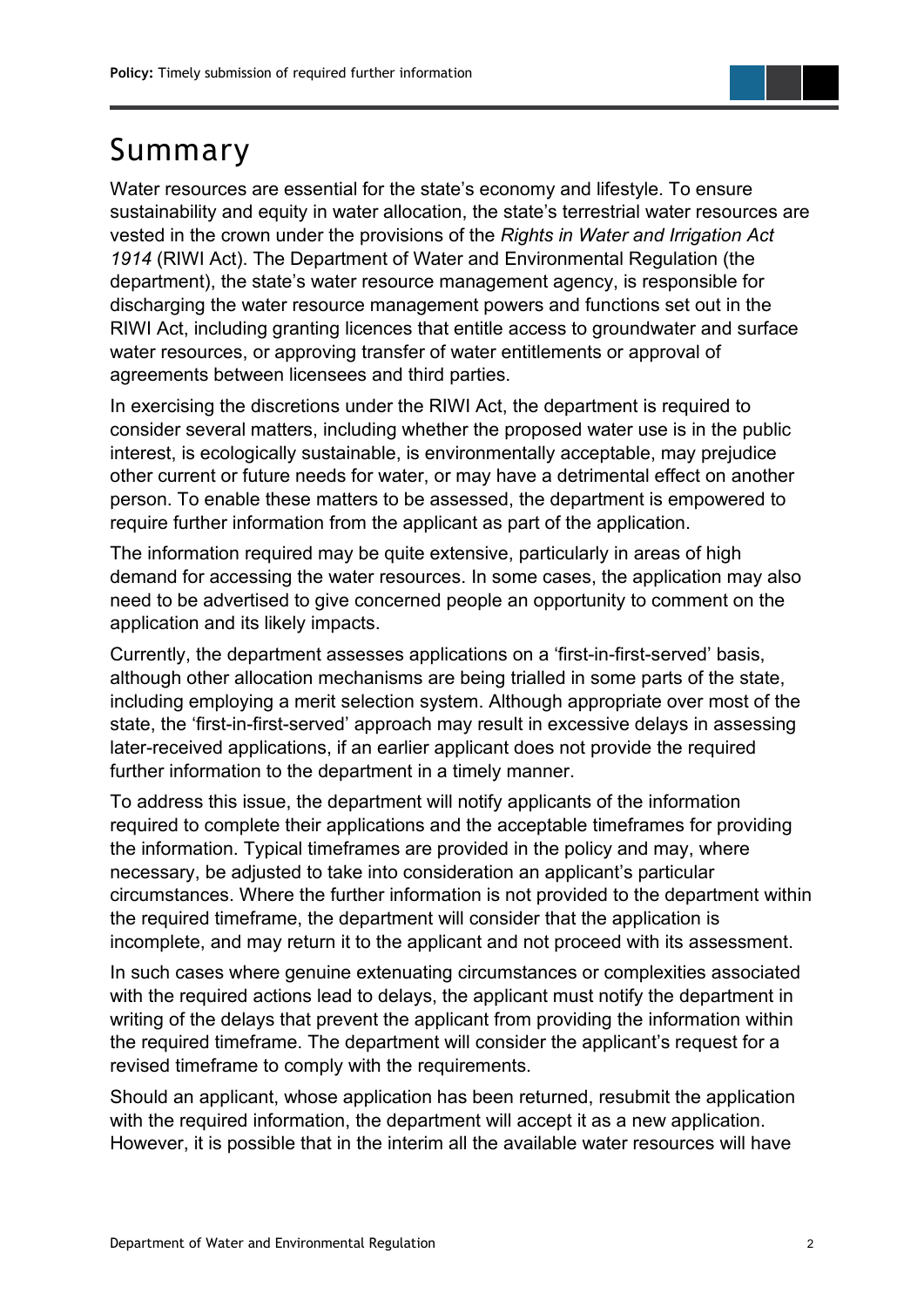# Summary

Water resources are essential for the state's economy and lifestyle. To ensure sustainability and equity in water allocation, the state's terrestrial water resources are vested in the crown under the provisions of the *Rights in Water and Irrigation Act 1914* (RIWI Act). The Department of Water and Environmental Regulation (the department), the state's water resource management agency, is responsible for discharging the water resource management powers and functions set out in the RIWI Act, including granting licences that entitle access to groundwater and surface water resources, or approving transfer of water entitlements or approval of agreements between licensees and third parties.

In exercising the discretions under the RIWI Act, the department is required to consider several matters, including whether the proposed water use is in the public interest, is ecologically sustainable, is environmentally acceptable, may prejudice other current or future needs for water, or may have a detrimental effect on another person. To enable these matters to be assessed, the department is empowered to require further information from the applicant as part of the application.

The information required may be quite extensive, particularly in areas of high demand for accessing the water resources. In some cases, the application may also need to be advertised to give concerned people an opportunity to comment on the application and its likely impacts.

Currently, the department assesses applications on a 'first-in-first-served' basis, although other allocation mechanisms are being trialled in some parts of the state, including employing a merit selection system. Although appropriate over most of the state, the 'first-in-first-served' approach may result in excessive delays in assessing later-received applications, if an earlier applicant does not provide the required further information to the department in a timely manner.

To address this issue, the department will notify applicants of the information required to complete their applications and the acceptable timeframes for providing the information. Typical timeframes are provided in the policy and may, where necessary, be adjusted to take into consideration an applicant's particular circumstances. Where the further information is not provided to the department within the required timeframe, the department will consider that the application is incomplete, and may return it to the applicant and not proceed with its assessment.

In such cases where genuine extenuating circumstances or complexities associated with the required actions lead to delays, the applicant must notify the department in writing of the delays that prevent the applicant from providing the information within the required timeframe. The department will consider the applicant's request for a revised timeframe to comply with the requirements.

Should an applicant, whose application has been returned, resubmit the application with the required information, the department will accept it as a new application. However, it is possible that in the interim all the available water resources will have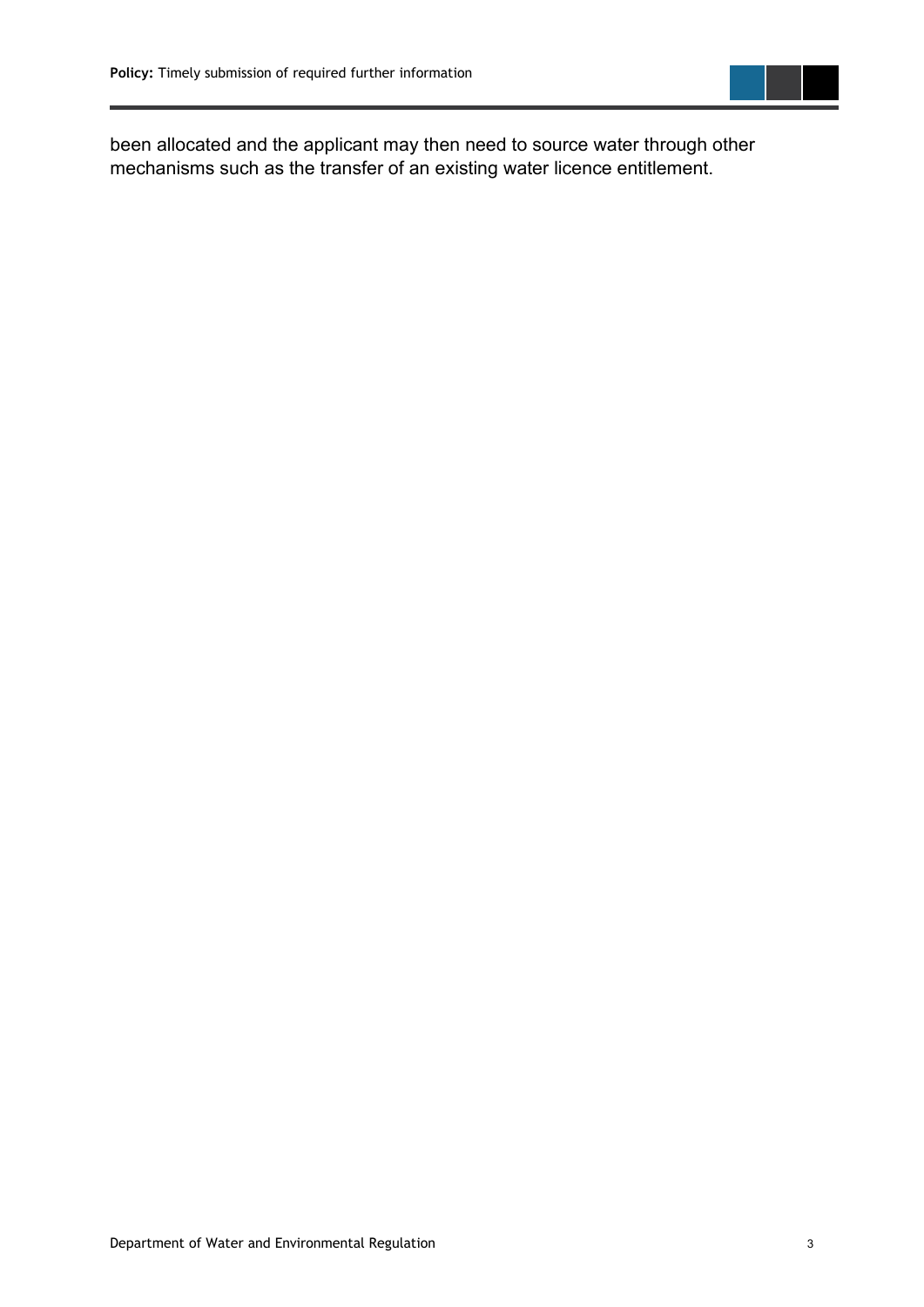been allocated and the applicant may then need to source water through other mechanisms such as the transfer of an existing water licence entitlement.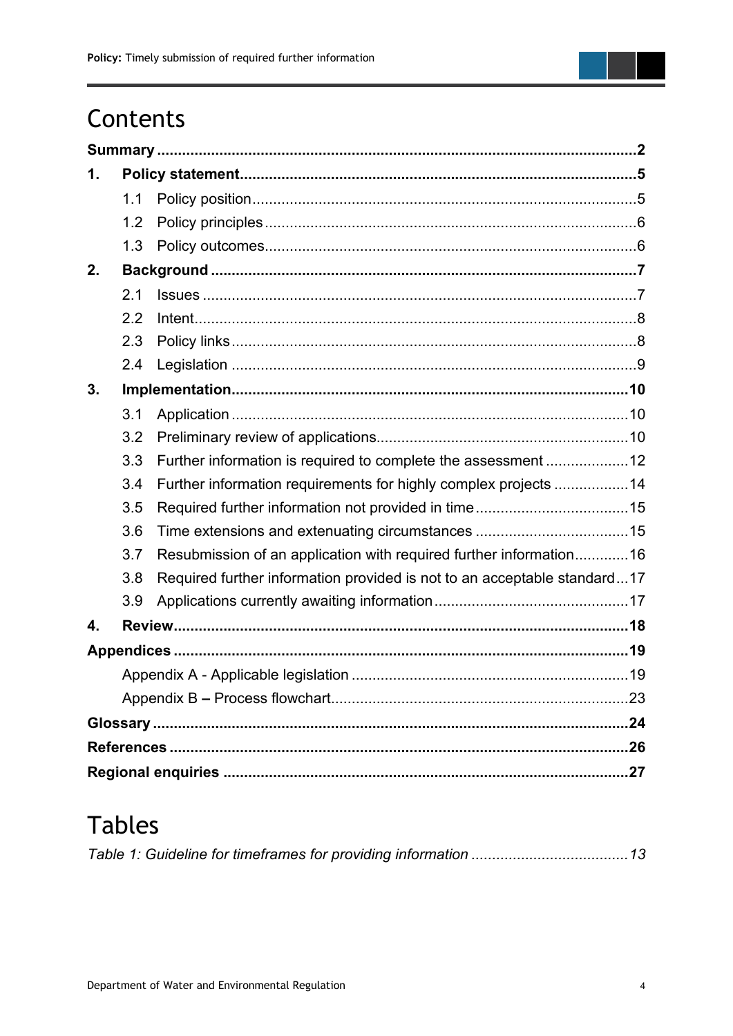# Contents

**Summary** .................................................................................................................**2**

**1. Policy statement**............................................................................................**5**

- 1.1 Policy position...........................................................................................5
- 1.2 Policy principles.........................................................................................6
- 1.3 Policy outcomes..........................................................................................6

**2. Background** ....................................................................................................**7**

- 2.1 Issues .......................................................................................................7
- 2.2 Intent.........................................................................................................8
- 2.3 Policy links.................................................................................................8
- 2.4 Legislation .................................................................................................9

**3. Implementation**..............................................................................................**10**

- 3.1 Application ...............................................................................................10
- 3.2 Preliminary review of applications............................................................10
- 3.3 Further information is required to complete the assessment ....................12
- 3.4 Further information requirements for highly complex projects .................14
- 3.5 Required further information not provided in time....................................15
- 3.6 Time extensions and extenuating circumstances .....................................15
- 3.7 Resubmission of an application with required further information.............16
- 3.8 Required further information provided is not to an acceptable standard...17
- 3.9 Applications currently awaiting information..............................................17

**4. Review**...........................................................................................................**18**

**Appendices** ........................................................................................................**19**

- Appendix A - Applicable legislation ..................................................................19
- Appendix B – Process flowchart.......................................................................23

**Glossary** ............................................................................................................**24**

**References** .........................................................................................................**26**

**Regional enquiries** ............................................................................................**27**

# Tables

*Table 1: Guideline for timeframes for providing information .....................................13*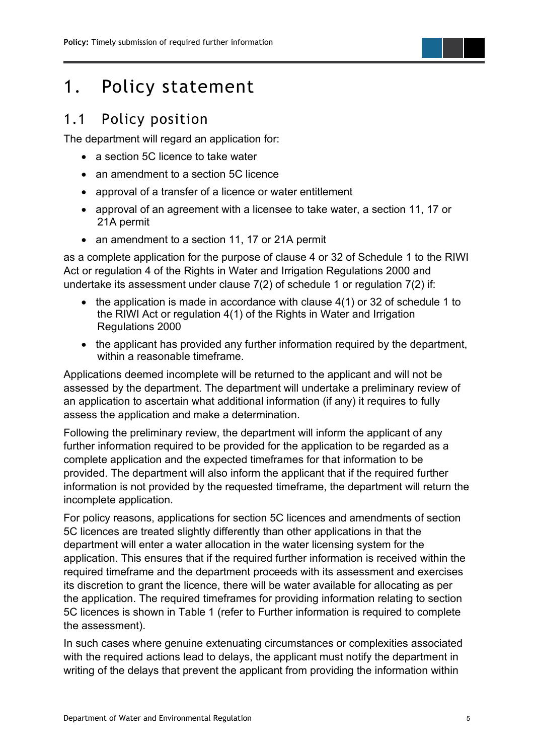# 1. Policy statement

## 1.1 Policy position

The department will regard an application for:

- a section 5C licence to take water
- an amendment to a section 5C licence
- approval of a transfer of a licence or water entitlement
- approval of an agreement with a licensee to take water, a section 11, 17 or 21A permit
- an amendment to a section 11, 17 or 21A permit

as a complete application for the purpose of clause 4 or 32 of Schedule 1 to the RIWI Act or regulation 4 of the Rights in Water and Irrigation Regulations 2000 and undertake its assessment under clause 7(2) of schedule 1 or regulation 7(2) if:

- the application is made in accordance with clause 4(1) or 32 of schedule 1 to the RIWI Act or regulation 4(1) of the Rights in Water and Irrigation Regulations 2000
- the applicant has provided any further information required by the department, within a reasonable timeframe.

Applications deemed incomplete will be returned to the applicant and will not be assessed by the department. The department will undertake a preliminary review of an application to ascertain what additional information (if any) it requires to fully assess the application and make a determination.

Following the preliminary review, the department will inform the applicant of any further information required to be provided for the application to be regarded as a complete application and the expected timeframes for that information to be provided. The department will also inform the applicant that if the required further information is not provided by the requested timeframe, the department will return the incomplete application.

For policy reasons, applications for section 5C licences and amendments of section 5C licences are treated slightly differently than other applications in that the department will enter a water allocation in the water licensing system for the application. This ensures that if the required further information is received within the required timeframe and the department proceeds with its assessment and exercises its discretion to grant the licence, there will be water available for allocating as per the application. The required timeframes for providing information relating to section 5C licences is shown in Table 1 (refer to Further information is required to complete the assessment).

In such cases where genuine extenuating circumstances or complexities associated with the required actions lead to delays, the applicant must notify the department in writing of the delays that prevent the applicant from providing the information within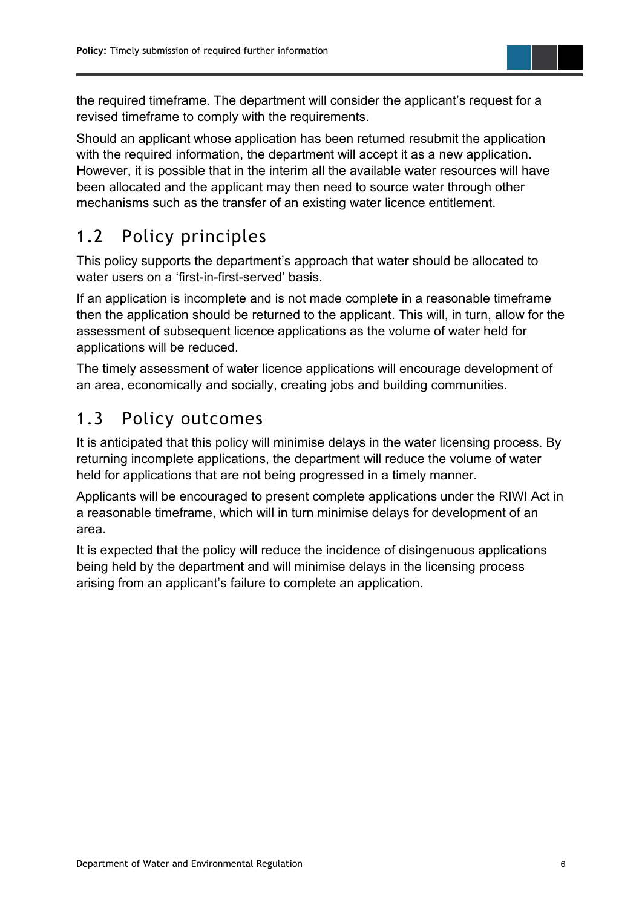the required timeframe. The department will consider the applicant's request for a revised timeframe to comply with the requirements.

Should an applicant whose application has been returned resubmit the application with the required information, the department will accept it as a new application. However, it is possible that in the interim all the available water resources will have been allocated and the applicant may then need to source water through other mechanisms such as the transfer of an existing water licence entitlement.

## 1.2 Policy principles

This policy supports the department's approach that water should be allocated to water users on a 'first-in-first-served' basis.

If an application is incomplete and is not made complete in a reasonable timeframe then the application should be returned to the applicant. This will, in turn, allow for the assessment of subsequent licence applications as the volume of water held for applications will be reduced.

The timely assessment of water licence applications will encourage development of an area, economically and socially, creating jobs and building communities.

## 1.3 Policy outcomes

It is anticipated that this policy will minimise delays in the water licensing process. By returning incomplete applications, the department will reduce the volume of water held for applications that are not being progressed in a timely manner.

Applicants will be encouraged to present complete applications under the RIWI Act in a reasonable timeframe, which will in turn minimise delays for development of an area.

It is expected that the policy will reduce the incidence of disingenuous applications being held by the department and will minimise delays in the licensing process arising from an applicant's failure to complete an application.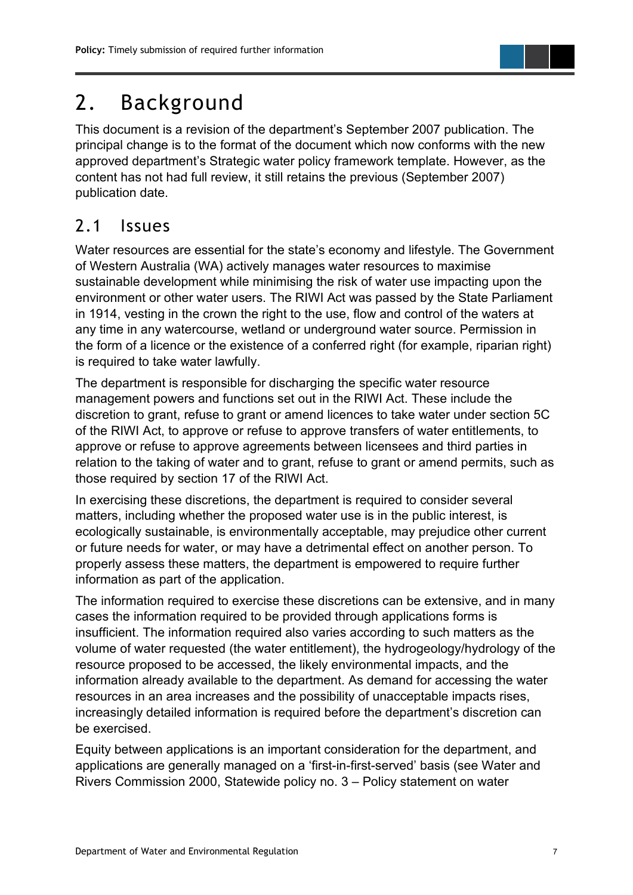# 2. Background

This document is a revision of the department's September 2007 publication. The principal change is to the format of the document which now conforms with the new approved department's Strategic water policy framework template. However, as the content has not had full review, it still retains the previous (September 2007) publication date.

## 2.1 Issues

Water resources are essential for the state's economy and lifestyle. The Government of Western Australia (WA) actively manages water resources to maximise sustainable development while minimising the risk of water use impacting upon the environment or other water users. The RIWI Act was passed by the State Parliament in 1914, vesting in the crown the right to the use, flow and control of the waters at any time in any watercourse, wetland or underground water source. Permission in the form of a licence or the existence of a conferred right (for example, riparian right) is required to take water lawfully.

The department is responsible for discharging the specific water resource management powers and functions set out in the RIWI Act. These include the discretion to grant, refuse to grant or amend licences to take water under section 5C of the RIWI Act, to approve or refuse to approve transfers of water entitlements, to approve or refuse to approve agreements between licensees and third parties in relation to the taking of water and to grant, refuse to grant or amend permits, such as those required by section 17 of the RIWI Act.

In exercising these discretions, the department is required to consider several matters, including whether the proposed water use is in the public interest, is ecologically sustainable, is environmentally acceptable, may prejudice other current or future needs for water, or may have a detrimental effect on another person. To properly assess these matters, the department is empowered to require further information as part of the application.

The information required to exercise these discretions can be extensive, and in many cases the information required to be provided through applications forms is insufficient. The information required also varies according to such matters as the volume of water requested (the water entitlement), the hydrogeology/hydrology of the resource proposed to be accessed, the likely environmental impacts, and the information already available to the department. As demand for accessing the water resources in an area increases and the possibility of unacceptable impacts rises, increasingly detailed information is required before the department's discretion can be exercised.

Equity between applications is an important consideration for the department, and applications are generally managed on a 'first-in-first-served' basis (see Water and Rivers Commission 2000, Statewide policy no. 3 – Policy statement on water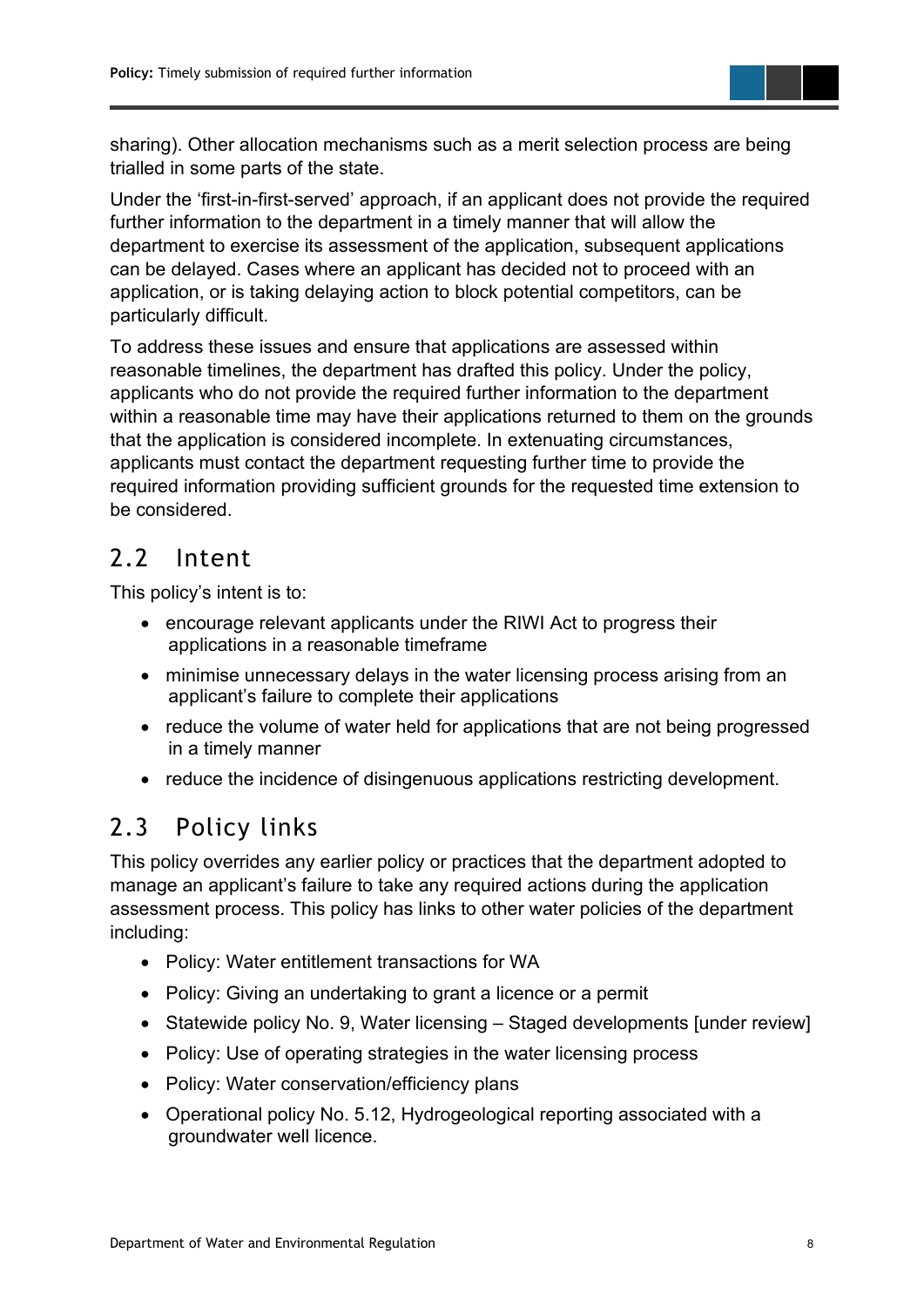sharing). Other allocation mechanisms such as a merit selection process are being trialled in some parts of the state.

Under the 'first-in-first-served' approach, if an applicant does not provide the required further information to the department in a timely manner that will allow the department to exercise its assessment of the application, subsequent applications can be delayed. Cases where an applicant has decided not to proceed with an application, or is taking delaying action to block potential competitors, can be particularly difficult.

To address these issues and ensure that applications are assessed within reasonable timelines, the department has drafted this policy. Under the policy, applicants who do not provide the required further information to the department within a reasonable time may have their applications returned to them on the grounds that the application is considered incomplete. In extenuating circumstances, applicants must contact the department requesting further time to provide the required information providing sufficient grounds for the requested time extension to be considered.

## 2.2 Intent

This policy's intent is to:

- encourage relevant applicants under the RIWI Act to progress their applications in a reasonable timeframe
- minimise unnecessary delays in the water licensing process arising from an applicant's failure to complete their applications
- reduce the volume of water held for applications that are not being progressed in a timely manner
- reduce the incidence of disingenuous applications restricting development.

## 2.3 Policy links

This policy overrides any earlier policy or practices that the department adopted to manage an applicant's failure to take any required actions during the application assessment process. This policy has links to other water policies of the department including:

- Policy: Water entitlement transactions for WA
- Policy: Giving an undertaking to grant a licence or a permit
- Statewide policy No. 9, Water licensing – Staged developments [under review]
- Policy: Use of operating strategies in the water licensing process
- Policy: Water conservation/efficiency plans
- Operational policy No. 5.12, Hydrogeological reporting associated with a groundwater well licence.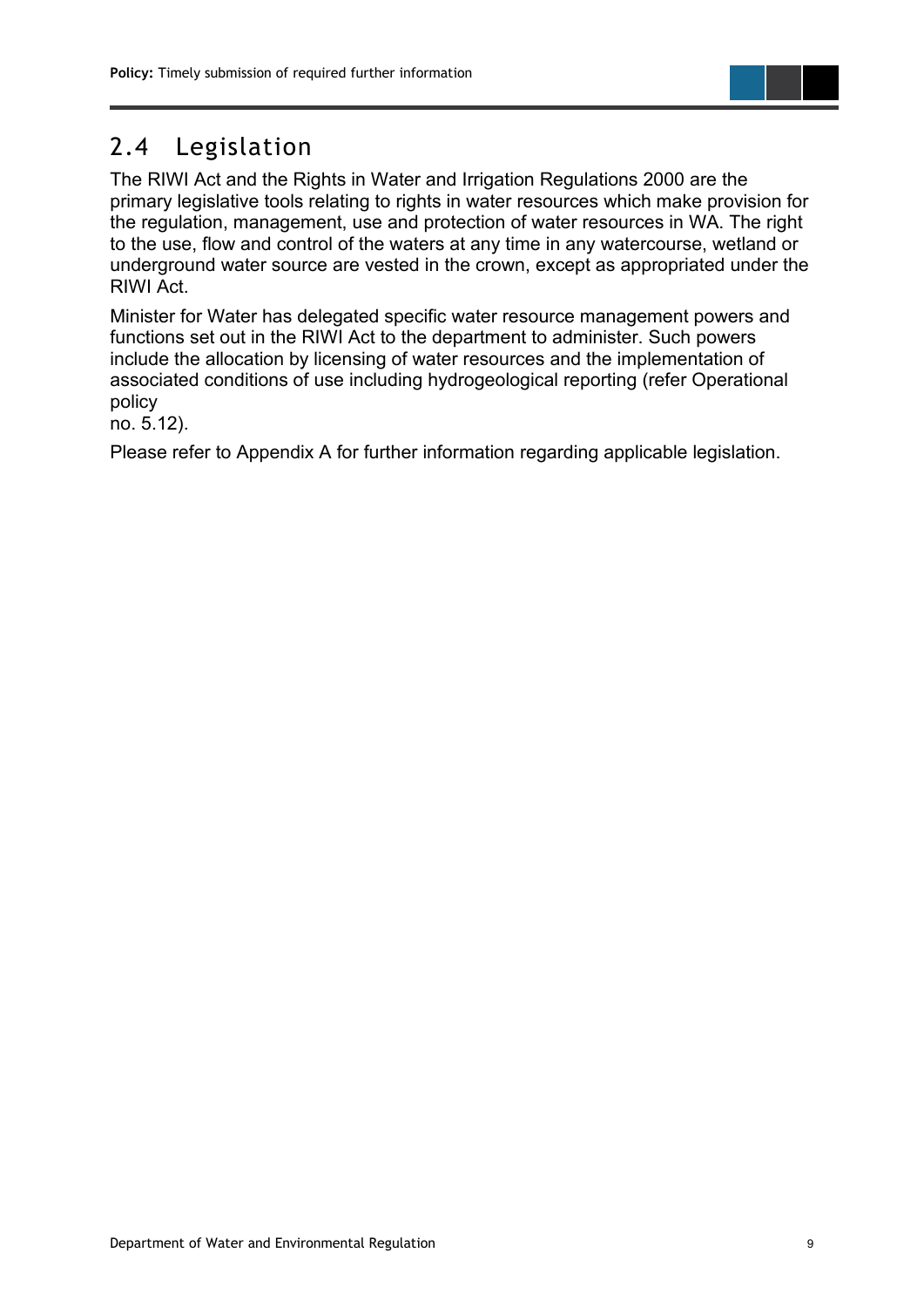## 2.4 Legislation

The RIWI Act and the Rights in Water and Irrigation Regulations 2000 are the primary legislative tools relating to rights in water resources which make provision for the regulation, management, use and protection of water resources in WA. The right to the use, flow and control of the waters at any time in any watercourse, wetland or underground water source are vested in the crown, except as appropriated under the RIWI Act.

Minister for Water has delegated specific water resource management powers and functions set out in the RIWI Act to the department to administer. Such powers include the allocation by licensing of water resources and the implementation of associated conditions of use including hydrogeological reporting (refer Operational policy no. 5.12).

Please refer to Appendix A for further information regarding applicable legislation.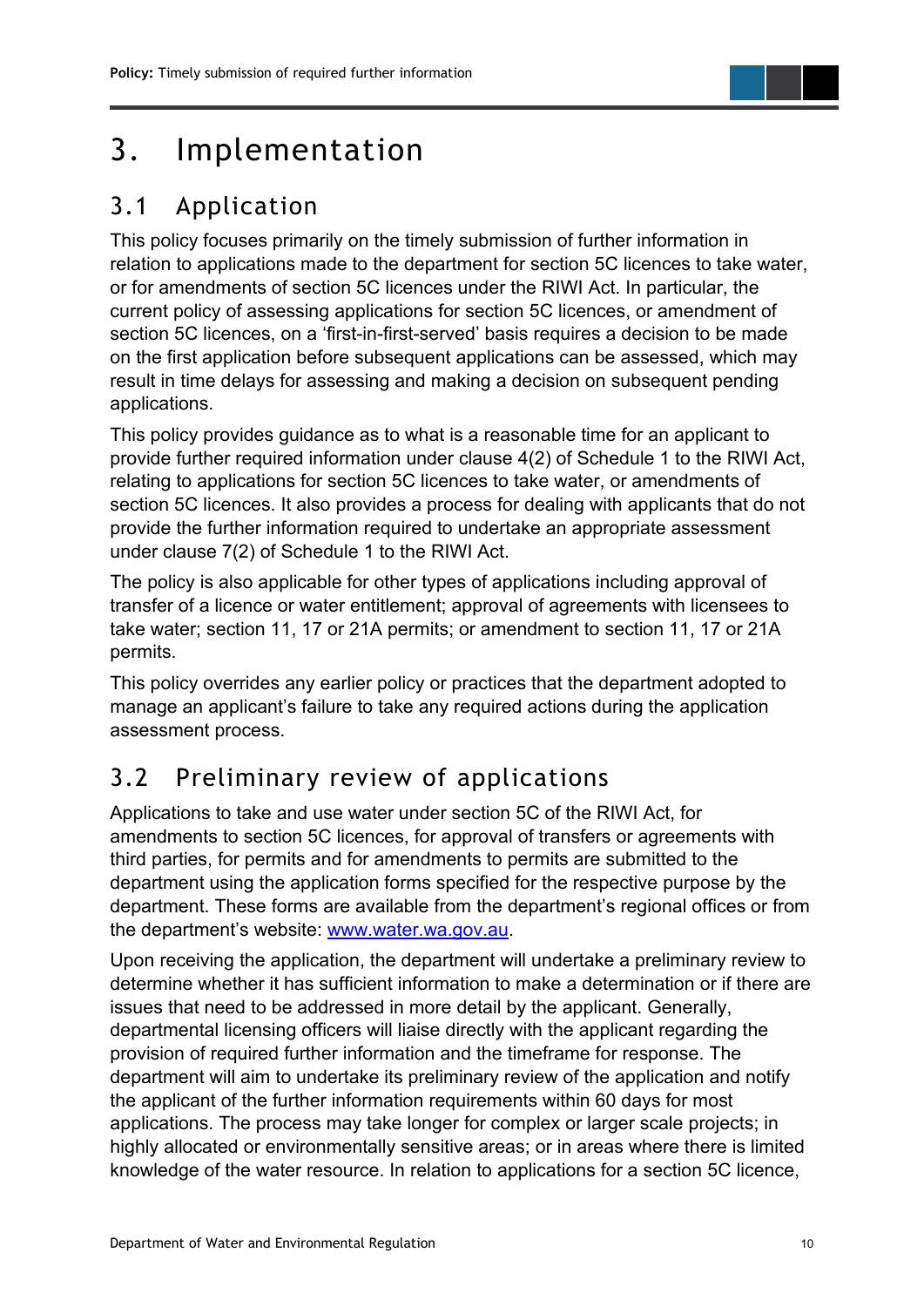# 3. Implementation

## 3.1 Application

This policy focuses primarily on the timely submission of further information in relation to applications made to the department for section 5C licences to take water, or for amendments of section 5C licences under the RIWI Act. In particular, the current policy of assessing applications for section 5C licences, or amendment of section 5C licences, on a 'first-in-first-served' basis requires a decision to be made on the first application before subsequent applications can be assessed, which may result in time delays for assessing and making a decision on subsequent pending applications.

This policy provides guidance as to what is a reasonable time for an applicant to provide further required information under clause 4(2) of Schedule 1 to the RIWI Act, relating to applications for section 5C licences to take water, or amendments of section 5C licences. It also provides a process for dealing with applicants that do not provide the further information required to undertake an appropriate assessment under clause 7(2) of Schedule 1 to the RIWI Act.

The policy is also applicable for other types of applications including approval of transfer of a licence or water entitlement; approval of agreements with licensees to take water; section 11, 17 or 21A permits; or amendment to section 11, 17 or 21A permits.

This policy overrides any earlier policy or practices that the department adopted to manage an applicant's failure to take any required actions during the application assessment process.

## 3.2 Preliminary review of applications

Applications to take and use water under section 5C of the RIWI Act, for amendments to section 5C licences, for approval of transfers or agreements with third parties, for permits and for amendments to permits are submitted to the department using the application forms specified for the respective purpose by the department. These forms are available from the department's regional offices or from the department's website: [www.water.wa.gov.au](http://www.water.wa.gov.au).

Upon receiving the application, the department will undertake a preliminary review to determine whether it has sufficient information to make a determination or if there are issues that need to be addressed in more detail by the applicant. Generally, departmental licensing officers will liaise directly with the applicant regarding the provision of required further information and the timeframe for response. The department will aim to undertake its preliminary review of the application and notify the applicant of the further information requirements within 60 days for most applications. The process may take longer for complex or larger scale projects; in highly allocated or environmentally sensitive areas; or in areas where there is limited knowledge of the water resource. In relation to applications for a section 5C licence,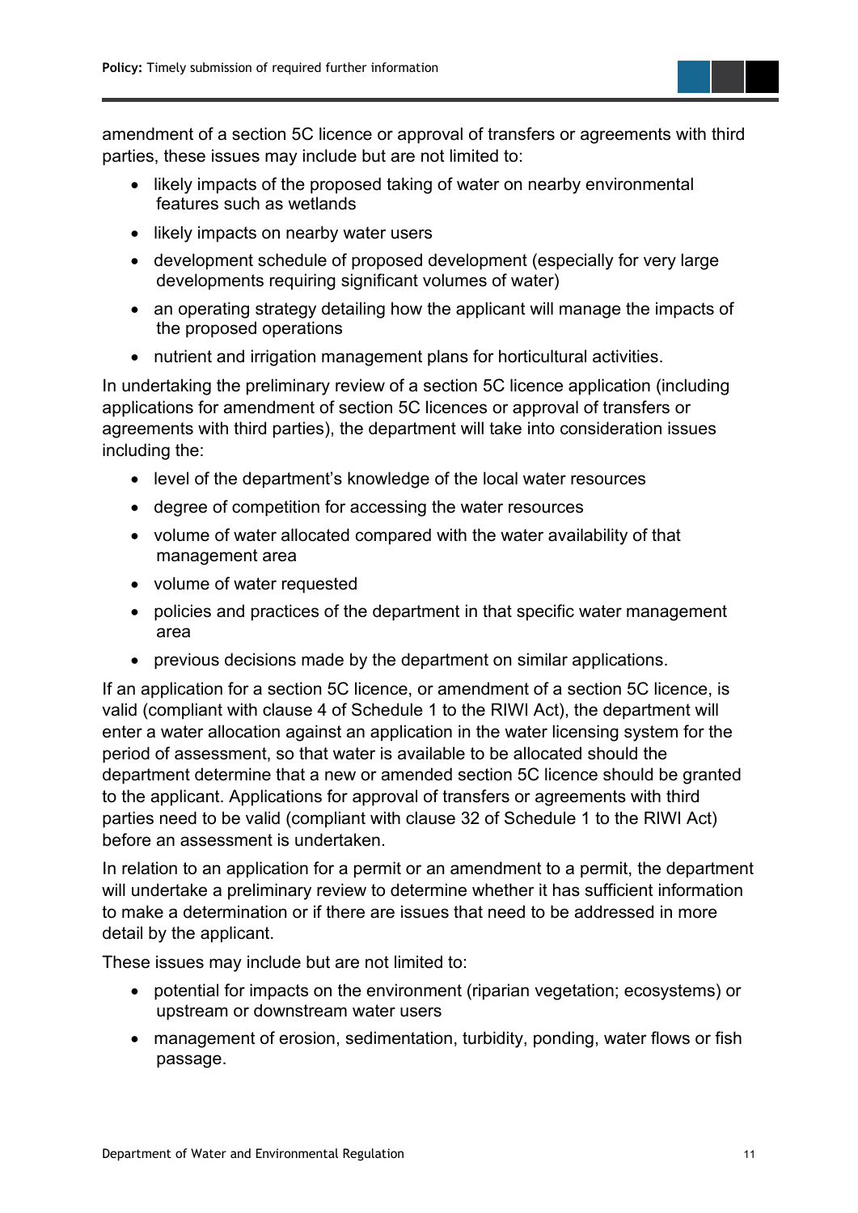amendment of a section 5C licence or approval of transfers or agreements with third parties, these issues may include but are not limited to:

- likely impacts of the proposed taking of water on nearby environmental features such as wetlands
- likely impacts on nearby water users
- development schedule of proposed development (especially for very large developments requiring significant volumes of water)
- an operating strategy detailing how the applicant will manage the impacts of the proposed operations
- nutrient and irrigation management plans for horticultural activities.

In undertaking the preliminary review of a section 5C licence application (including applications for amendment of section 5C licences or approval of transfers or agreements with third parties), the department will take into consideration issues including the:

- level of the department's knowledge of the local water resources
- degree of competition for accessing the water resources
- volume of water allocated compared with the water availability of that management area
- volume of water requested
- policies and practices of the department in that specific water management area
- previous decisions made by the department on similar applications.

If an application for a section 5C licence, or amendment of a section 5C licence, is valid (compliant with clause 4 of Schedule 1 to the RIWI Act), the department will enter a water allocation against an application in the water licensing system for the period of assessment, so that water is available to be allocated should the department determine that a new or amended section 5C licence should be granted to the applicant. Applications for approval of transfers or agreements with third parties need to be valid (compliant with clause 32 of Schedule 1 to the RIWI Act) before an assessment is undertaken.

In relation to an application for a permit or an amendment to a permit, the department will undertake a preliminary review to determine whether it has sufficient information to make a determination or if there are issues that need to be addressed in more detail by the applicant.

These issues may include but are not limited to:

- potential for impacts on the environment (riparian vegetation; ecosystems) or upstream or downstream water users
- management of erosion, sedimentation, turbidity, ponding, water flows or fish passage.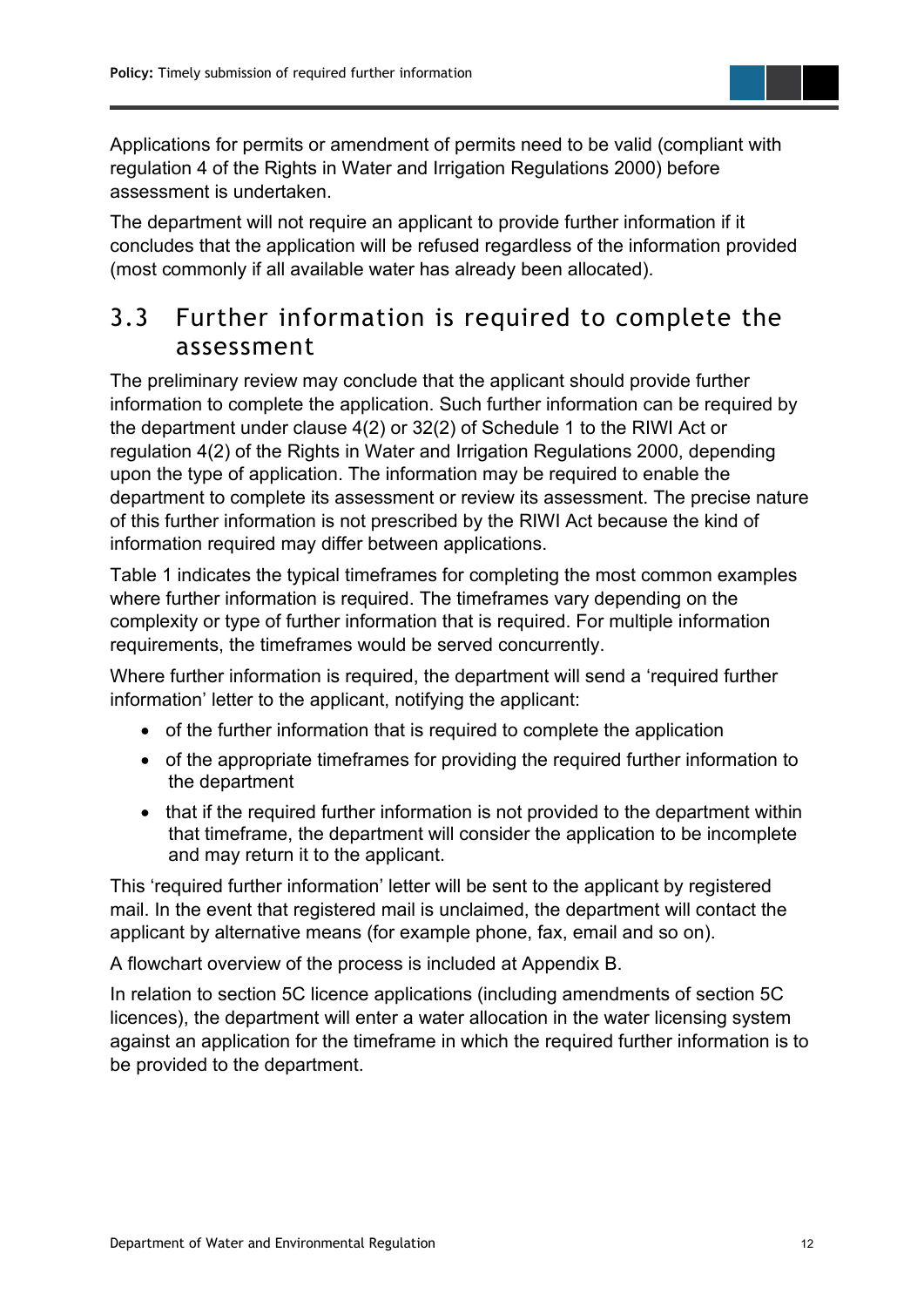Applications for permits or amendment of permits need to be valid (compliant with regulation 4 of the Rights in Water and Irrigation Regulations 2000) before assessment is undertaken.

The department will not require an applicant to provide further information if it concludes that the application will be refused regardless of the information provided (most commonly if all available water has already been allocated).

## 3.3 Further information is required to complete the assessment

The preliminary review may conclude that the applicant should provide further information to complete the application. Such further information can be required by the department under clause 4(2) or 32(2) of Schedule 1 to the RIWI Act or regulation 4(2) of the Rights in Water and Irrigation Regulations 2000, depending upon the type of application. The information may be required to enable the department to complete its assessment or review its assessment. The precise nature of this further information is not prescribed by the RIWI Act because the kind of information required may differ between applications.

Table 1 indicates the typical timeframes for completing the most common examples where further information is required. The timeframes vary depending on the complexity or type of further information that is required. For multiple information requirements, the timeframes would be served concurrently.

Where further information is required, the department will send a 'required further information' letter to the applicant, notifying the applicant:

- of the further information that is required to complete the application
- of the appropriate timeframes for providing the required further information to the department
- that if the required further information is not provided to the department within that timeframe, the department will consider the application to be incomplete and may return it to the applicant.

This 'required further information' letter will be sent to the applicant by registered mail. In the event that registered mail is unclaimed, the department will contact the applicant by alternative means (for example phone, fax, email and so on).

A flowchart overview of the process is included at Appendix B.

In relation to section 5C licence applications (including amendments of section 5C licences), the department will enter a water allocation in the water licensing system against an application for the timeframe in which the required further information is to be provided to the department.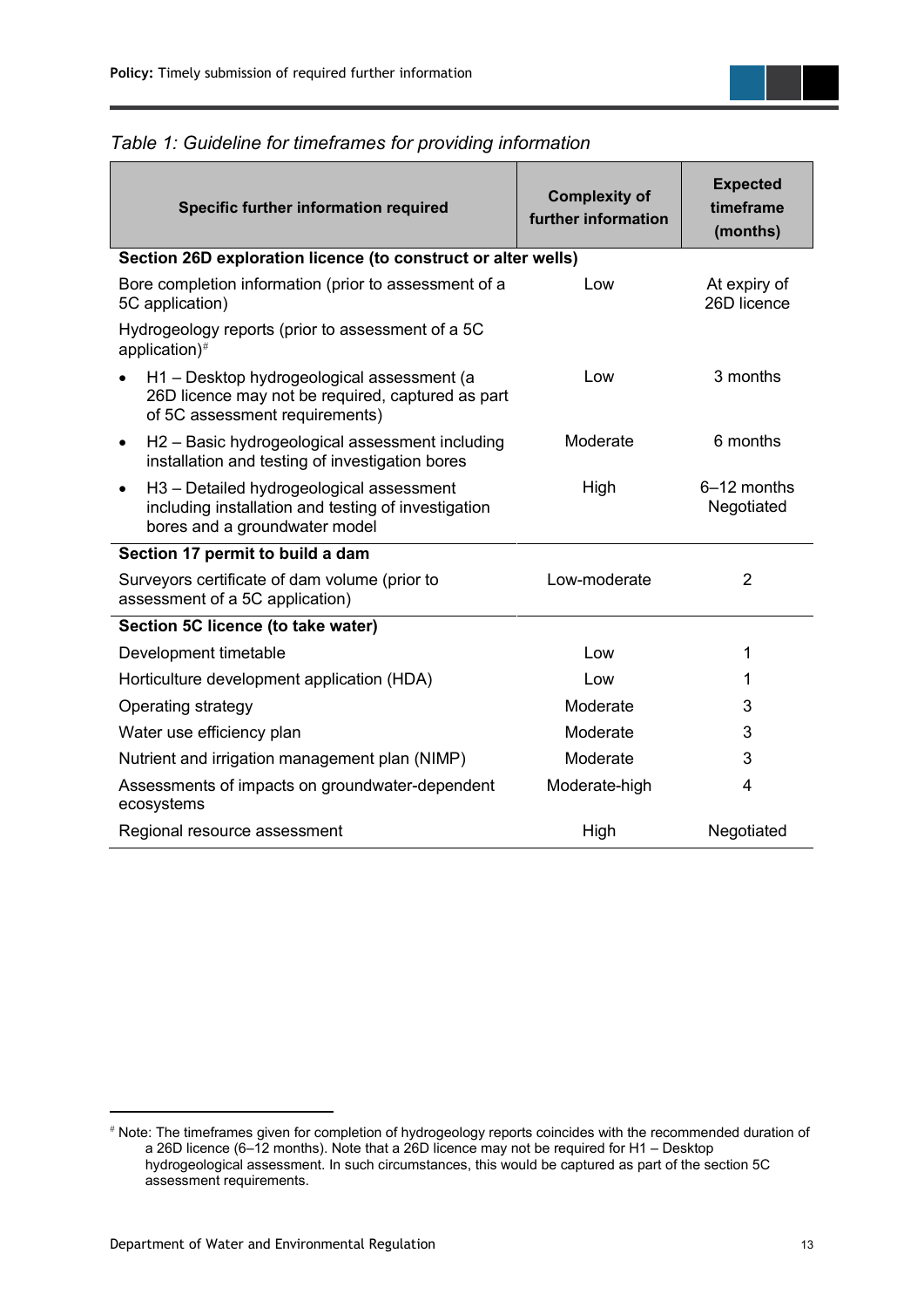*Table 1: Guideline for timeframes for providing information*

| Specific further information required | Complexity of further information | Expected timeframe (months) |
|---|---|---|
| **Section 26D exploration licence (to construct or alter wells)** | | |
| Bore completion information (prior to assessment of a 5C application) | Low | At expiry of 26D licence |
| Hydrogeology reports (prior to assessment of a 5C application)[#] | | |
| • H1 – Desktop hydrogeological assessment (a 26D licence may not be required, captured as part of 5C assessment requirements) | Low | 3 months |
| • H2 – Basic hydrogeological assessment including installation and testing of investigation bores | Moderate | 6 months |
| • H3 – Detailed hydrogeological assessment including installation and testing of investigation bores and a groundwater model | High | 6–12 months Negotiated |
| **Section 17 permit to build a dam** | | |
| Surveyors certificate of dam volume (prior to assessment of a 5C application) | Low-moderate | 2 |
| **Section 5C licence (to take water)** | | |
| Development timetable | Low | 1 |
| Horticulture development application (HDA) | Low | 1 |
| Operating strategy | Moderate | 3 |
| Water use efficiency plan | Moderate | 3 |
| Nutrient and irrigation management plan (NIMP) | Moderate | 3 |
| Assessments of impacts on groundwater-dependent ecosystems | Moderate-high | 4 |
| Regional resource assessment | High | Negotiated |

[#] Note: The timeframes given for completion of hydrogeology reports coincides with the recommended duration of a 26D licence (6–12 months). Note that a 26D licence may not be required for H1 – Desktop hydrogeological assessment. In such circumstances, this would be captured as part of the section 5C assessment requirements.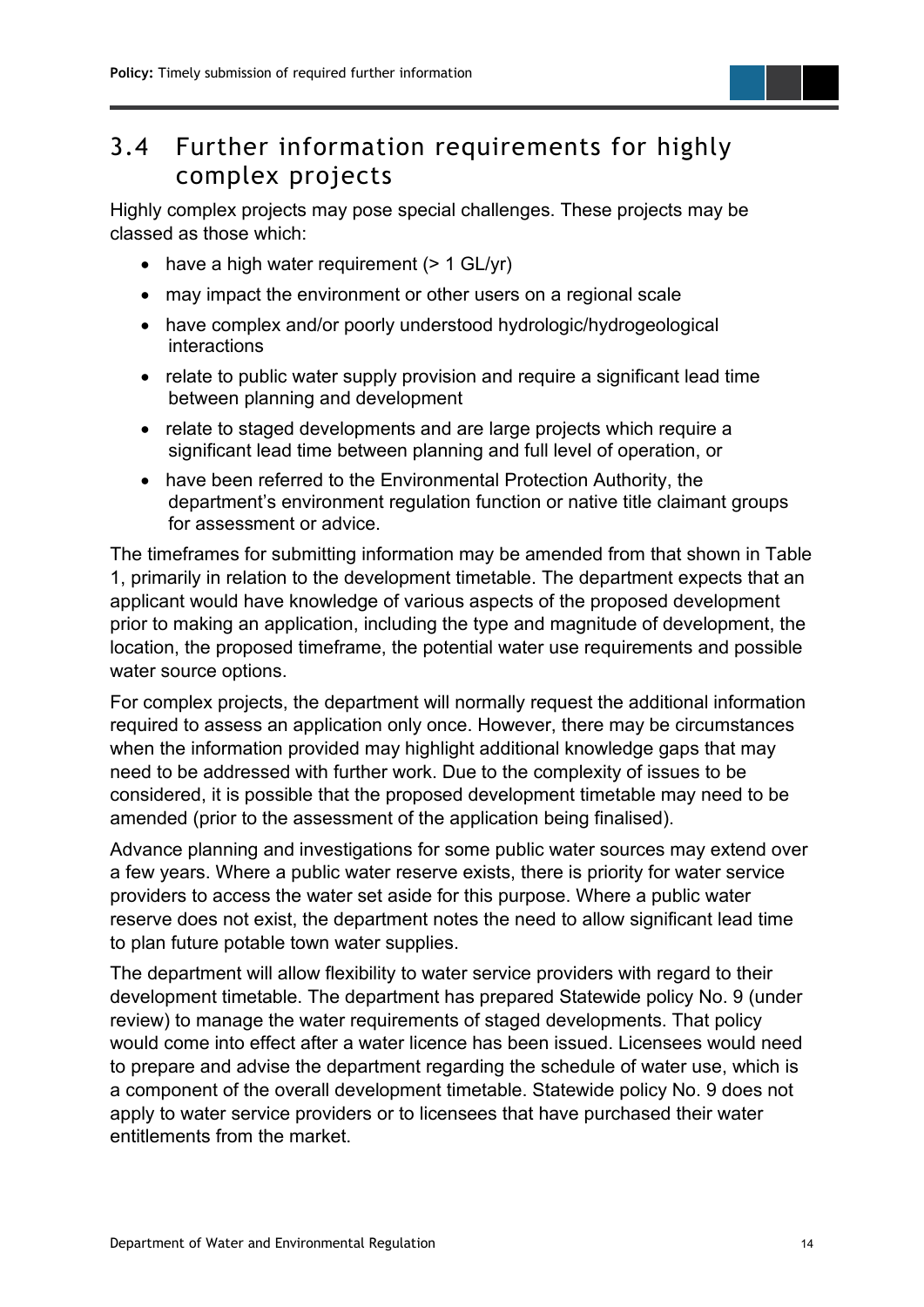## 3.4 Further information requirements for highly complex projects

Highly complex projects may pose special challenges. These projects may be classed as those which:

- have a high water requirement (> 1 GL/yr)
- may impact the environment or other users on a regional scale
- have complex and/or poorly understood hydrologic/hydrogeological interactions
- relate to public water supply provision and require a significant lead time between planning and development
- relate to staged developments and are large projects which require a significant lead time between planning and full level of operation, or
- have been referred to the Environmental Protection Authority, the department's environment regulation function or native title claimant groups for assessment or advice.

The timeframes for submitting information may be amended from that shown in Table 1, primarily in relation to the development timetable. The department expects that an applicant would have knowledge of various aspects of the proposed development prior to making an application, including the type and magnitude of development, the location, the proposed timeframe, the potential water use requirements and possible water source options.

For complex projects, the department will normally request the additional information required to assess an application only once. However, there may be circumstances when the information provided may highlight additional knowledge gaps that may need to be addressed with further work. Due to the complexity of issues to be considered, it is possible that the proposed development timetable may need to be amended (prior to the assessment of the application being finalised).

Advance planning and investigations for some public water sources may extend over a few years. Where a public water reserve exists, there is priority for water service providers to access the water set aside for this purpose. Where a public water reserve does not exist, the department notes the need to allow significant lead time to plan future potable town water supplies.

The department will allow flexibility to water service providers with regard to their development timetable. The department has prepared Statewide policy No. 9 (under review) to manage the water requirements of staged developments. That policy would come into effect after a water licence has been issued. Licensees would need to prepare and advise the department regarding the schedule of water use, which is a component of the overall development timetable. Statewide policy No. 9 does not apply to water service providers or to licensees that have purchased their water entitlements from the market.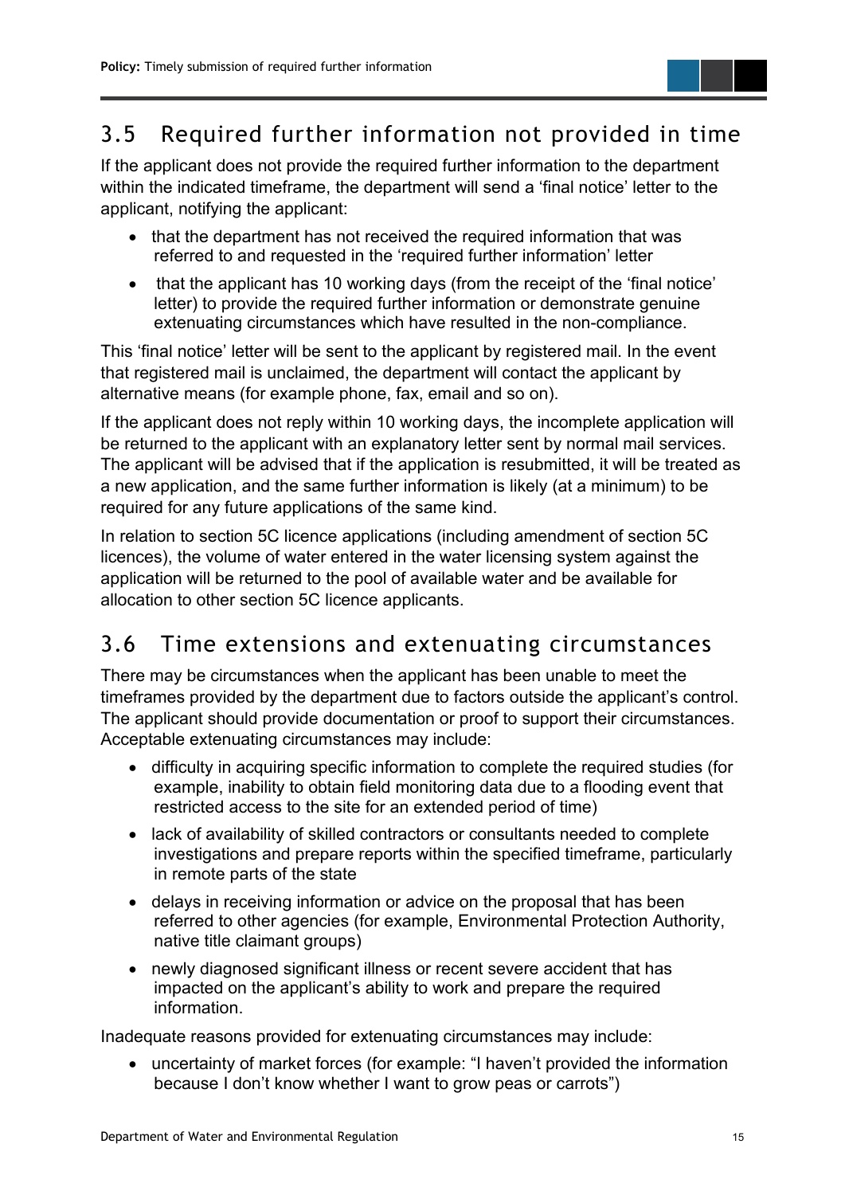## 3.5 Required further information not provided in time

If the applicant does not provide the required further information to the department within the indicated timeframe, the department will send a 'final notice' letter to the applicant, notifying the applicant:

- that the department has not received the required information that was referred to and requested in the 'required further information' letter
- that the applicant has 10 working days (from the receipt of the 'final notice' letter) to provide the required further information or demonstrate genuine extenuating circumstances which have resulted in the non-compliance.

This 'final notice' letter will be sent to the applicant by registered mail. In the event that registered mail is unclaimed, the department will contact the applicant by alternative means (for example phone, fax, email and so on).

If the applicant does not reply within 10 working days, the incomplete application will be returned to the applicant with an explanatory letter sent by normal mail services. The applicant will be advised that if the application is resubmitted, it will be treated as a new application, and the same further information is likely (at a minimum) to be required for any future applications of the same kind.

In relation to section 5C licence applications (including amendment of section 5C licences), the volume of water entered in the water licensing system against the application will be returned to the pool of available water and be available for allocation to other section 5C licence applicants.

## 3.6 Time extensions and extenuating circumstances

There may be circumstances when the applicant has been unable to meet the timeframes provided by the department due to factors outside the applicant's control. The applicant should provide documentation or proof to support their circumstances. Acceptable extenuating circumstances may include:

- difficulty in acquiring specific information to complete the required studies (for example, inability to obtain field monitoring data due to a flooding event that restricted access to the site for an extended period of time)
- lack of availability of skilled contractors or consultants needed to complete investigations and prepare reports within the specified timeframe, particularly in remote parts of the state
- delays in receiving information or advice on the proposal that has been referred to other agencies (for example, Environmental Protection Authority, native title claimant groups)
- newly diagnosed significant illness or recent severe accident that has impacted on the applicant's ability to work and prepare the required information.

Inadequate reasons provided for extenuating circumstances may include:

- uncertainty of market forces (for example: "I haven't provided the information because I don't know whether I want to grow peas or carrots")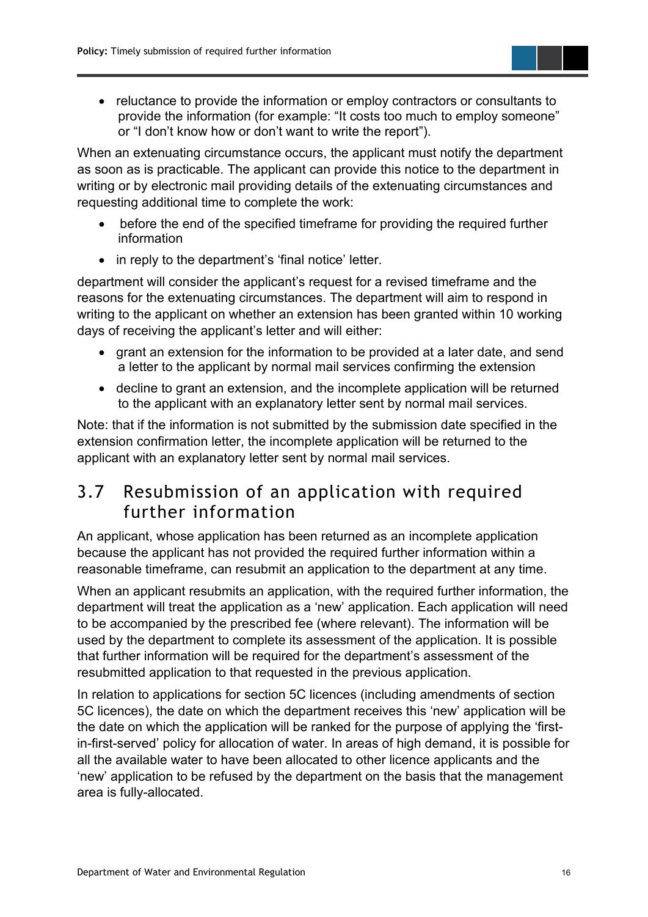- reluctance to provide the information or employ contractors or consultants to provide the information (for example: "It costs too much to employ someone" or "I don't know how or don't want to write the report").

When an extenuating circumstance occurs, the applicant must notify the department as soon as is practicable. The applicant can provide this notice to the department in writing or by electronic mail providing details of the extenuating circumstances and requesting additional time to complete the work:

- before the end of the specified timeframe for providing the required further information
- in reply to the department's 'final notice' letter.

department will consider the applicant's request for a revised timeframe and the reasons for the extenuating circumstances. The department will aim to respond in writing to the applicant on whether an extension has been granted within 10 working days of receiving the applicant's letter and will either:

- grant an extension for the information to be provided at a later date, and send a letter to the applicant by normal mail services confirming the extension
- decline to grant an extension, and the incomplete application will be returned to the applicant with an explanatory letter sent by normal mail services.

Note: that if the information is not submitted by the submission date specified in the extension confirmation letter, the incomplete application will be returned to the applicant with an explanatory letter sent by normal mail services.

## 3.7 Resubmission of an application with required further information

An applicant, whose application has been returned as an incomplete application because the applicant has not provided the required further information within a reasonable timeframe, can resubmit an application to the department at any time.

When an applicant resubmits an application, with the required further information, the department will treat the application as a 'new' application. Each application will need to be accompanied by the prescribed fee (where relevant). The information will be used by the department to complete its assessment of the application. It is possible that further information will be required for the department's assessment of the resubmitted application to that requested in the previous application.

In relation to applications for section 5C licences (including amendments of section 5C licences), the date on which the department receives this 'new' application will be the date on which the application will be ranked for the purpose of applying the 'first-in-first-served' policy for allocation of water. In areas of high demand, it is possible for all the available water to have been allocated to other licence applicants and the 'new' application to be refused by the department on the basis that the management area is fully-allocated.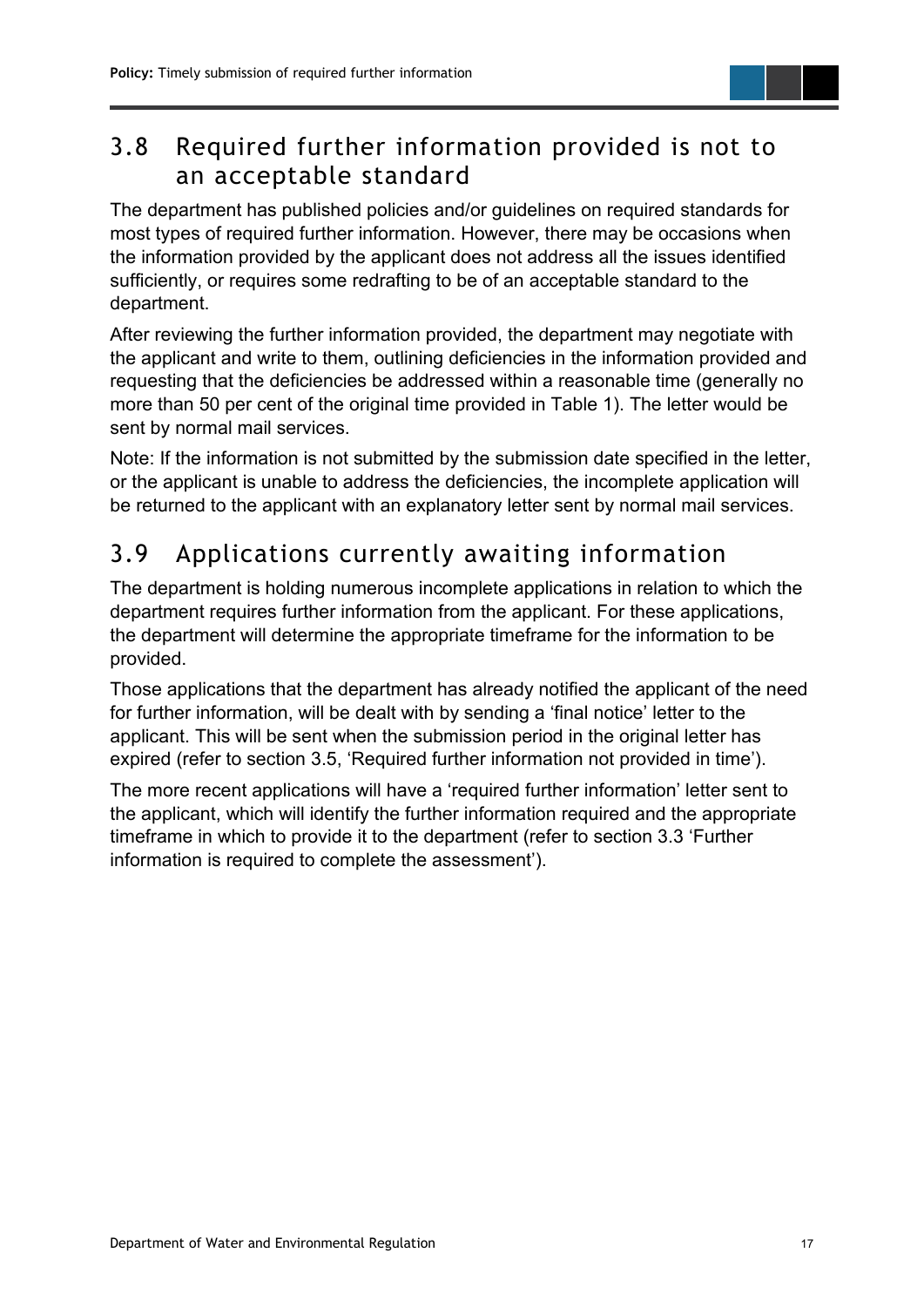## 3.8 Required further information provided is not to an acceptable standard

The department has published policies and/or guidelines on required standards for most types of required further information. However, there may be occasions when the information provided by the applicant does not address all the issues identified sufficiently, or requires some redrafting to be of an acceptable standard to the department.

After reviewing the further information provided, the department may negotiate with the applicant and write to them, outlining deficiencies in the information provided and requesting that the deficiencies be addressed within a reasonable time (generally no more than 50 per cent of the original time provided in Table 1). The letter would be sent by normal mail services.

Note: If the information is not submitted by the submission date specified in the letter, or the applicant is unable to address the deficiencies, the incomplete application will be returned to the applicant with an explanatory letter sent by normal mail services.

## 3.9 Applications currently awaiting information

The department is holding numerous incomplete applications in relation to which the department requires further information from the applicant. For these applications, the department will determine the appropriate timeframe for the information to be provided.

Those applications that the department has already notified the applicant of the need for further information, will be dealt with by sending a 'final notice' letter to the applicant. This will be sent when the submission period in the original letter has expired (refer to section 3.5, 'Required further information not provided in time').

The more recent applications will have a 'required further information' letter sent to the applicant, which will identify the further information required and the appropriate timeframe in which to provide it to the department (refer to section 3.3 'Further information is required to complete the assessment').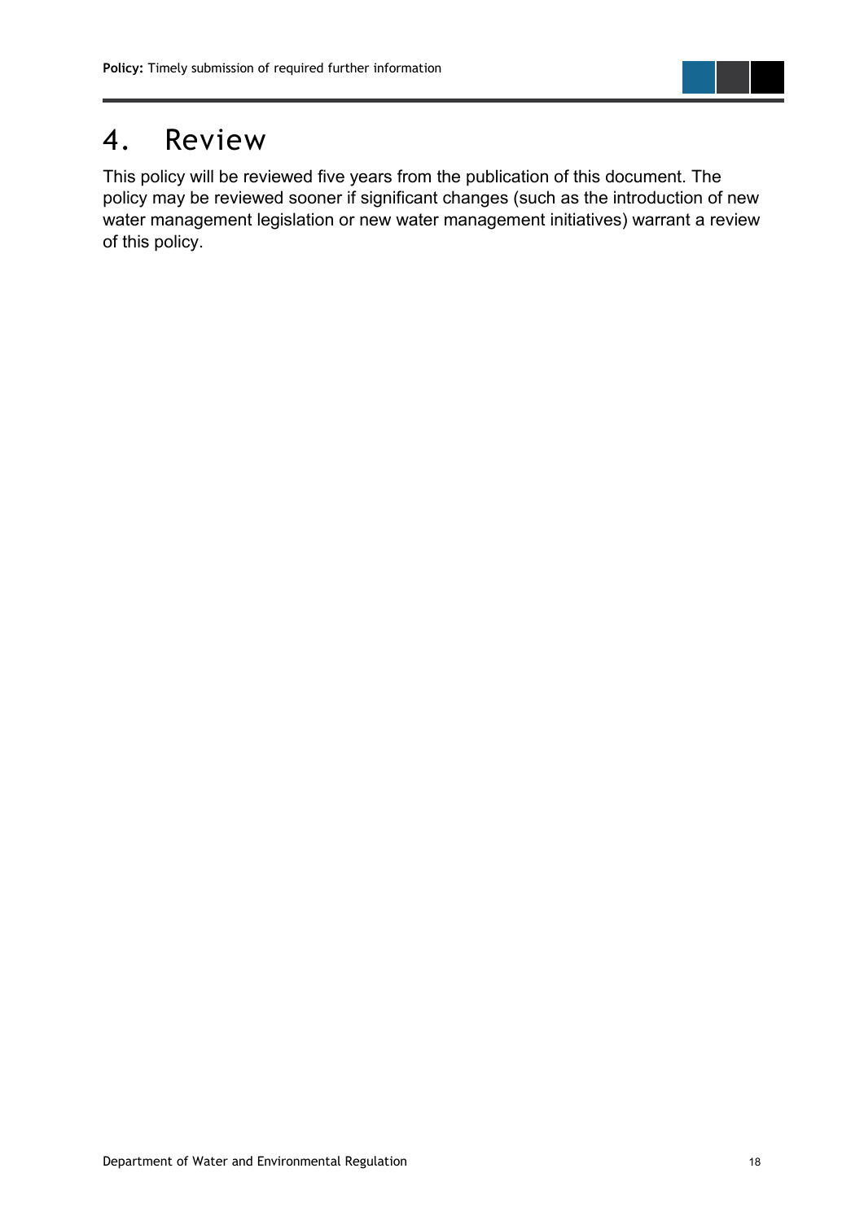# 4. Review

This policy will be reviewed five years from the publication of this document. The policy may be reviewed sooner if significant changes (such as the introduction of new water management legislation or new water management initiatives) warrant a review of this policy.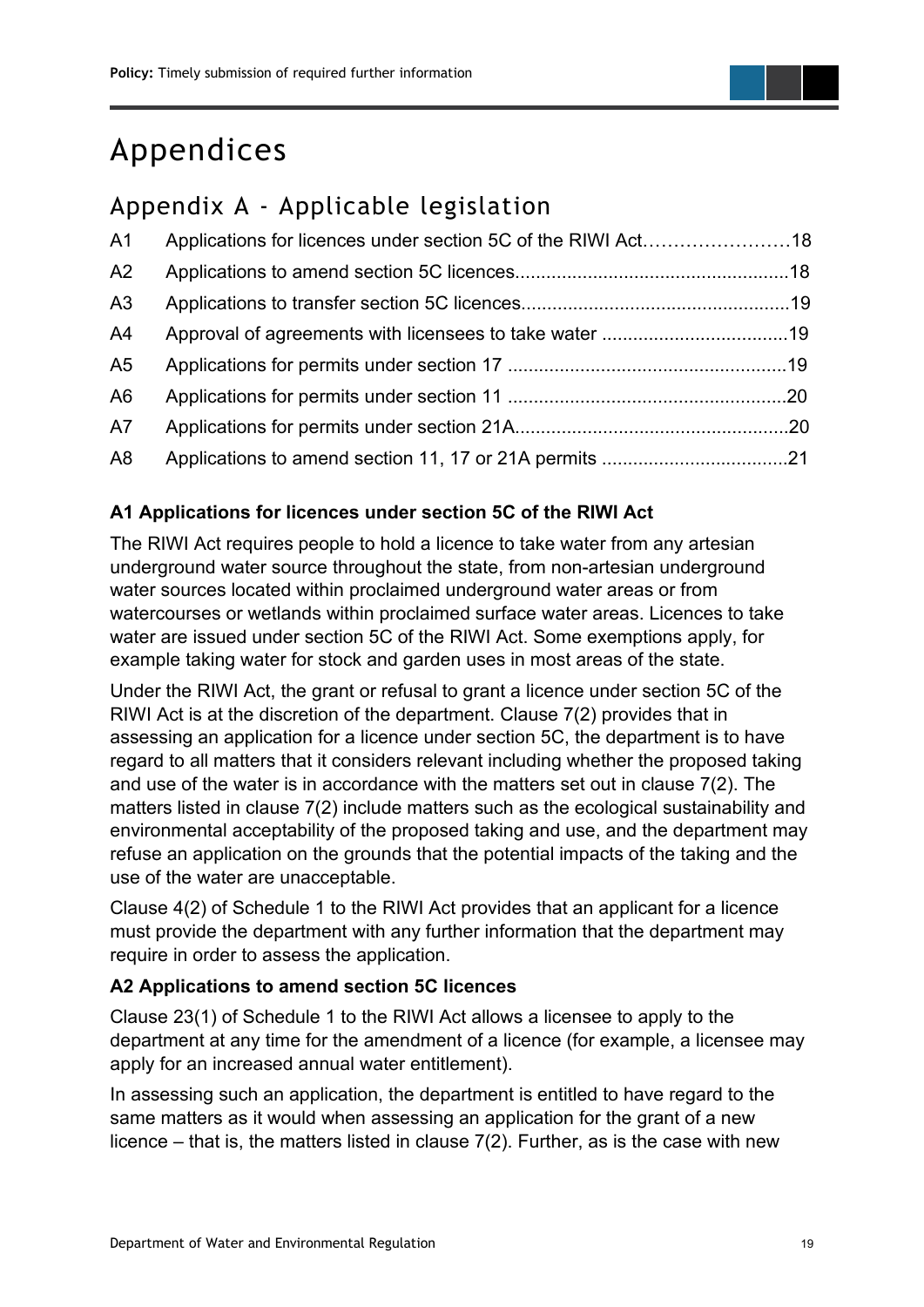# Appendices

## Appendix A - Applicable legislation

| | | |
|---|---|---|
| A1 | Applications for licences under section 5C of the RIWI Act | 18 |
| A2 | Applications to amend section 5C licences | 18 |
| A3 | Applications to transfer section 5C licences | 19 |
| A4 | Approval of agreements with licensees to take water | 19 |
| A5 | Applications for permits under section 17 | 19 |
| A6 | Applications for permits under section 11 | 20 |
| A7 | Applications for permits under section 21A | 20 |
| A8 | Applications to amend section 11, 17 or 21A permits | 21 |

**A1 Applications for licences under section 5C of the RIWI Act**

The RIWI Act requires people to hold a licence to take water from any artesian underground water source throughout the state, from non-artesian underground water sources located within proclaimed underground water areas or from watercourses or wetlands within proclaimed surface water areas. Licences to take water are issued under section 5C of the RIWI Act. Some exemptions apply, for example taking water for stock and garden uses in most areas of the state.

Under the RIWI Act, the grant or refusal to grant a licence under section 5C of the RIWI Act is at the discretion of the department. Clause 7(2) provides that in assessing an application for a licence under section 5C, the department is to have regard to all matters that it considers relevant including whether the proposed taking and use of the water is in accordance with the matters set out in clause 7(2). The matters listed in clause 7(2) include matters such as the ecological sustainability and environmental acceptability of the proposed taking and use, and the department may refuse an application on the grounds that the potential impacts of the taking and the use of the water are unacceptable.

Clause 4(2) of Schedule 1 to the RIWI Act provides that an applicant for a licence must provide the department with any further information that the department may require in order to assess the application.

**A2 Applications to amend section 5C licences**

Clause 23(1) of Schedule 1 to the RIWI Act allows a licensee to apply to the department at any time for the amendment of a licence (for example, a licensee may apply for an increased annual water entitlement).

In assessing such an application, the department is entitled to have regard to the same matters as it would when assessing an application for the grant of a new licence – that is, the matters listed in clause 7(2). Further, as is the case with new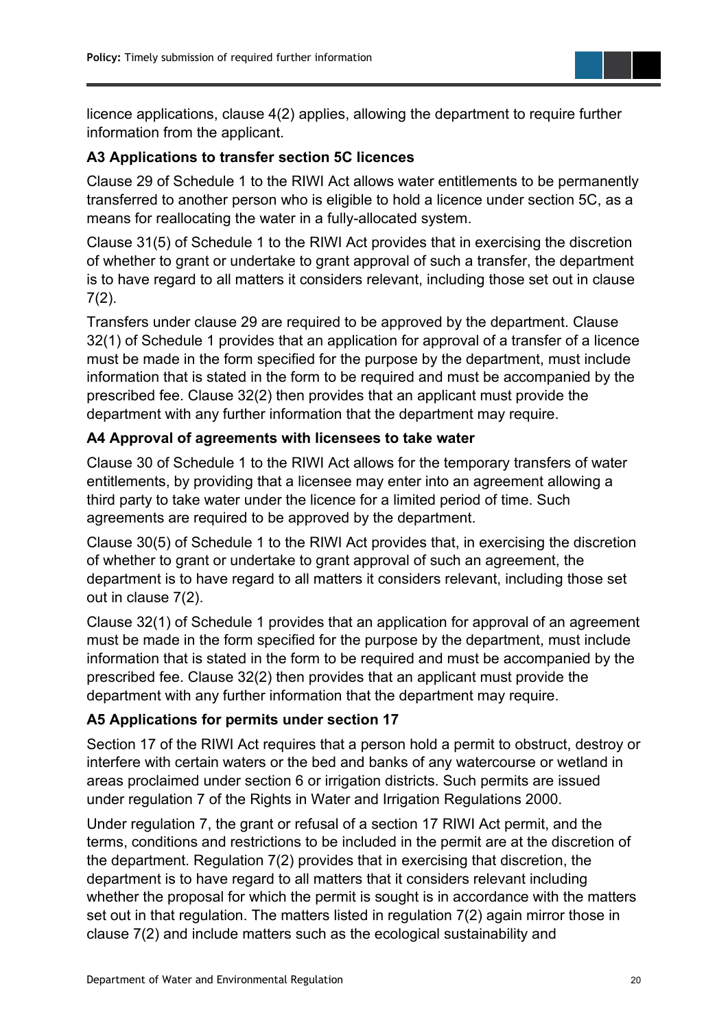licence applications, clause 4(2) applies, allowing the department to require further information from the applicant.

### A3 Applications to transfer section 5C licences

Clause 29 of Schedule 1 to the RIWI Act allows water entitlements to be permanently transferred to another person who is eligible to hold a licence under section 5C, as a means for reallocating the water in a fully-allocated system.

Clause 31(5) of Schedule 1 to the RIWI Act provides that in exercising the discretion of whether to grant or undertake to grant approval of such a transfer, the department is to have regard to all matters it considers relevant, including those set out in clause 7(2).

Transfers under clause 29 are required to be approved by the department. Clause 32(1) of Schedule 1 provides that an application for approval of a transfer of a licence must be made in the form specified for the purpose by the department, must include information that is stated in the form to be required and must be accompanied by the prescribed fee. Clause 32(2) then provides that an applicant must provide the department with any further information that the department may require.

### A4 Approval of agreements with licensees to take water

Clause 30 of Schedule 1 to the RIWI Act allows for the temporary transfers of water entitlements, by providing that a licensee may enter into an agreement allowing a third party to take water under the licence for a limited period of time. Such agreements are required to be approved by the department.

Clause 30(5) of Schedule 1 to the RIWI Act provides that, in exercising the discretion of whether to grant or undertake to grant approval of such an agreement, the department is to have regard to all matters it considers relevant, including those set out in clause 7(2).

Clause 32(1) of Schedule 1 provides that an application for approval of an agreement must be made in the form specified for the purpose by the department, must include information that is stated in the form to be required and must be accompanied by the prescribed fee. Clause 32(2) then provides that an applicant must provide the department with any further information that the department may require.

### A5 Applications for permits under section 17

Section 17 of the RIWI Act requires that a person hold a permit to obstruct, destroy or interfere with certain waters or the bed and banks of any watercourse or wetland in areas proclaimed under section 6 or irrigation districts. Such permits are issued under regulation 7 of the Rights in Water and Irrigation Regulations 2000.

Under regulation 7, the grant or refusal of a section 17 RIWI Act permit, and the terms, conditions and restrictions to be included in the permit are at the discretion of the department. Regulation 7(2) provides that in exercising that discretion, the department is to have regard to all matters that it considers relevant including whether the proposal for which the permit is sought is in accordance with the matters set out in that regulation. The matters listed in regulation 7(2) again mirror those in clause 7(2) and include matters such as the ecological sustainability and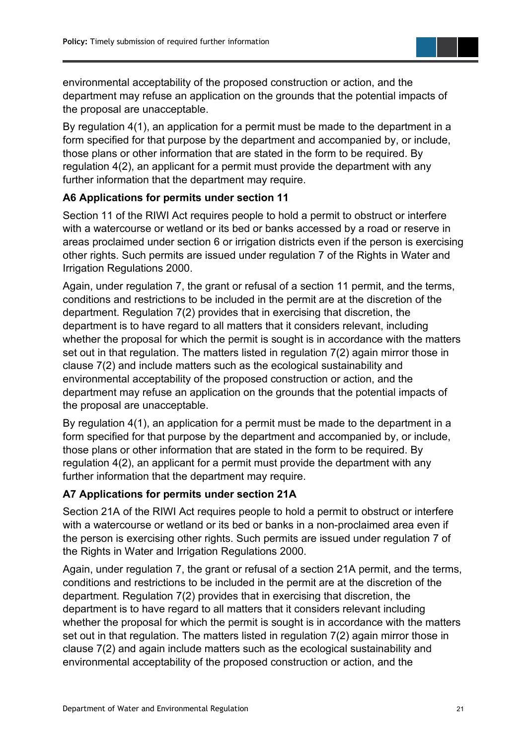environmental acceptability of the proposed construction or action, and the department may refuse an application on the grounds that the potential impacts of the proposal are unacceptable.

By regulation 4(1), an application for a permit must be made to the department in a form specified for that purpose by the department and accompanied by, or include, those plans or other information that are stated in the form to be required. By regulation 4(2), an applicant for a permit must provide the department with any further information that the department may require.

### A6 Applications for permits under section 11

Section 11 of the RIWI Act requires people to hold a permit to obstruct or interfere with a watercourse or wetland or its bed or banks accessed by a road or reserve in areas proclaimed under section 6 or irrigation districts even if the person is exercising other rights. Such permits are issued under regulation 7 of the Rights in Water and Irrigation Regulations 2000.

Again, under regulation 7, the grant or refusal of a section 11 permit, and the terms, conditions and restrictions to be included in the permit are at the discretion of the department. Regulation 7(2) provides that in exercising that discretion, the department is to have regard to all matters that it considers relevant, including whether the proposal for which the permit is sought is in accordance with the matters set out in that regulation. The matters listed in regulation 7(2) again mirror those in clause 7(2) and include matters such as the ecological sustainability and environmental acceptability of the proposed construction or action, and the department may refuse an application on the grounds that the potential impacts of the proposal are unacceptable.

By regulation 4(1), an application for a permit must be made to the department in a form specified for that purpose by the department and accompanied by, or include, those plans or other information that are stated in the form to be required. By regulation 4(2), an applicant for a permit must provide the department with any further information that the department may require.

### A7 Applications for permits under section 21A

Section 21A of the RIWI Act requires people to hold a permit to obstruct or interfere with a watercourse or wetland or its bed or banks in a non-proclaimed area even if the person is exercising other rights. Such permits are issued under regulation 7 of the Rights in Water and Irrigation Regulations 2000.

Again, under regulation 7, the grant or refusal of a section 21A permit, and the terms, conditions and restrictions to be included in the permit are at the discretion of the department. Regulation 7(2) provides that in exercising that discretion, the department is to have regard to all matters that it considers relevant including whether the proposal for which the permit is sought is in accordance with the matters set out in that regulation. The matters listed in regulation 7(2) again mirror those in clause 7(2) and again include matters such as the ecological sustainability and environmental acceptability of the proposed construction or action, and the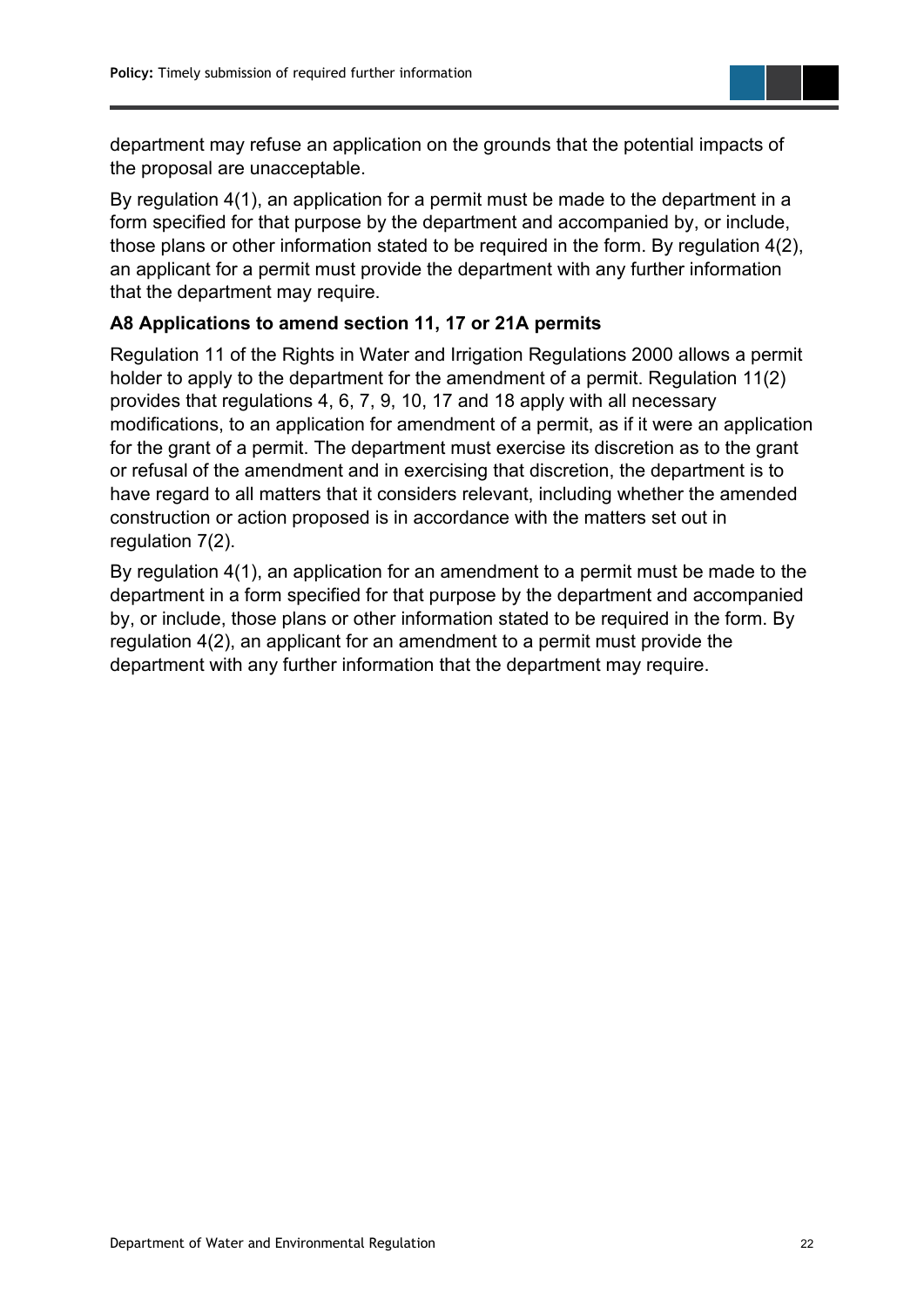department may refuse an application on the grounds that the potential impacts of the proposal are unacceptable.

By regulation 4(1), an application for a permit must be made to the department in a form specified for that purpose by the department and accompanied by, or include, those plans or other information stated to be required in the form. By regulation 4(2), an applicant for a permit must provide the department with any further information that the department may require.

### A8 Applications to amend section 11, 17 or 21A permits

Regulation 11 of the Rights in Water and Irrigation Regulations 2000 allows a permit holder to apply to the department for the amendment of a permit. Regulation 11(2) provides that regulations 4, 6, 7, 9, 10, 17 and 18 apply with all necessary modifications, to an application for amendment of a permit, as if it were an application for the grant of a permit. The department must exercise its discretion as to the grant or refusal of the amendment and in exercising that discretion, the department is to have regard to all matters that it considers relevant, including whether the amended construction or action proposed is in accordance with the matters set out in regulation 7(2).

By regulation 4(1), an application for an amendment to a permit must be made to the department in a form specified for that purpose by the department and accompanied by, or include, those plans or other information stated to be required in the form. By regulation 4(2), an applicant for an amendment to a permit must provide the department with any further information that the department may require.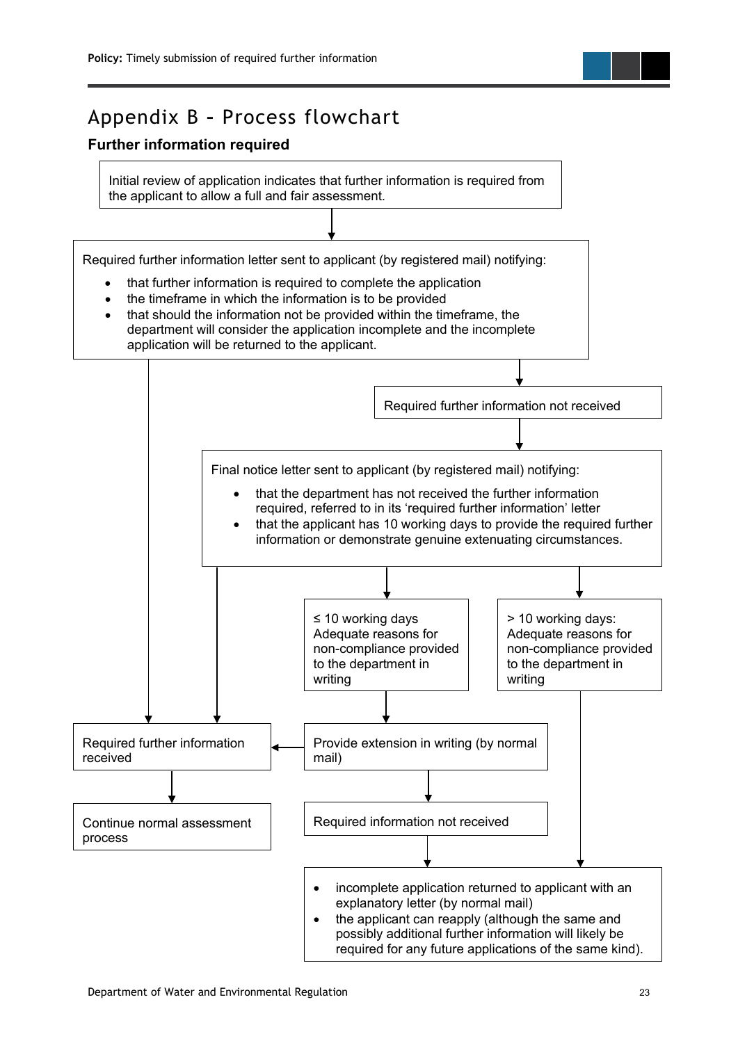# Appendix B - Process flowchart

## Further information required

Initial review of application indicates that further information is required from the applicant to allow a full and fair assessment.

Required further information letter sent to applicant (by registered mail) notifying:

- that further information is required to complete the application
- the timeframe in which the information is to be provided
- that should the information not be provided within the timeframe, the department will consider the application incomplete and the incomplete application will be returned to the applicant.

Required further information not received

Final notice letter sent to applicant (by registered mail) notifying:

- that the department has not received the further information required, referred to in its 'required further information' letter
- that the applicant has 10 working days to provide the required further information or demonstrate genuine extenuating circumstances.

≤ 10 working days Adequate reasons for non-compliance provided to the department in writing

> 10 working days: Adequate reasons for non-compliance provided to the department in writing

Required further information received

Provide extension in writing (by normal mail)

Continue normal assessment process

Required information not received

- incomplete application returned to applicant with an explanatory letter (by normal mail)
- the applicant can reapply (although the same and possibly additional further information will likely be required for any future applications of the same kind).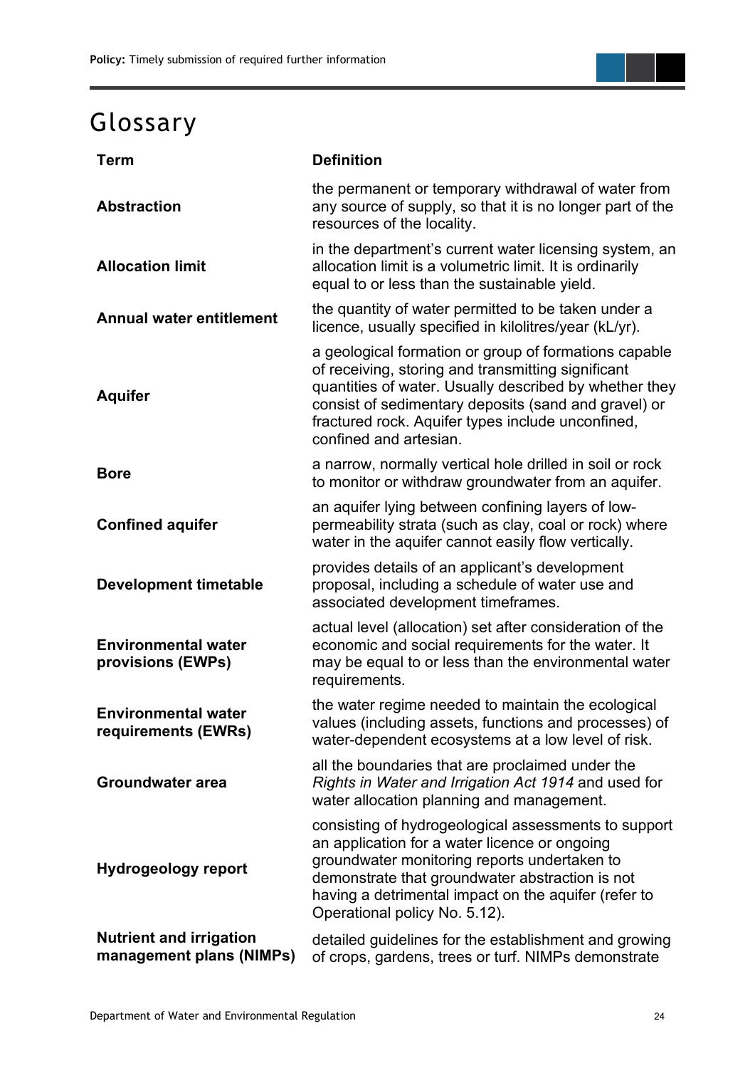# Glossary

| Term | Definition |
| --- | --- |
| **Abstraction** | the permanent or temporary withdrawal of water from any source of supply, so that it is no longer part of the resources of the locality. |
| **Allocation limit** | in the department's current water licensing system, an allocation limit is a volumetric limit. It is ordinarily equal to or less than the sustainable yield. |
| **Annual water entitlement** | the quantity of water permitted to be taken under a licence, usually specified in kilolitres/year (kL/yr). |
| **Aquifer** | a geological formation or group of formations capable of receiving, storing and transmitting significant quantities of water. Usually described by whether they consist of sedimentary deposits (sand and gravel) or fractured rock. Aquifer types include unconfined, confined and artesian. |
| **Bore** | a narrow, normally vertical hole drilled in soil or rock to monitor or withdraw groundwater from an aquifer. |
| **Confined aquifer** | an aquifer lying between confining layers of low-permeability strata (such as clay, coal or rock) where water in the aquifer cannot easily flow vertically. |
| **Development timetable** | provides details of an applicant's development proposal, including a schedule of water use and associated development timeframes. |
| **Environmental water provisions (EWPs)** | actual level (allocation) set after consideration of the economic and social requirements for the water. It may be equal to or less than the environmental water requirements. |
| **Environmental water requirements (EWRs)** | the water regime needed to maintain the ecological values (including assets, functions and processes) of water-dependent ecosystems at a low level of risk. |
| **Groundwater area** | all the boundaries that are proclaimed under the *Rights in Water and Irrigation Act 1914* and used for water allocation planning and management. |
| **Hydrogeology report** | consisting of hydrogeological assessments to support an application for a water licence or ongoing groundwater monitoring reports undertaken to demonstrate that groundwater abstraction is not having a detrimental impact on the aquifer (refer to Operational policy No. 5.12). |
| **Nutrient and irrigation management plans (NIMPs)** | detailed guidelines for the establishment and growing of crops, gardens, trees or turf. NIMPs demonstrate |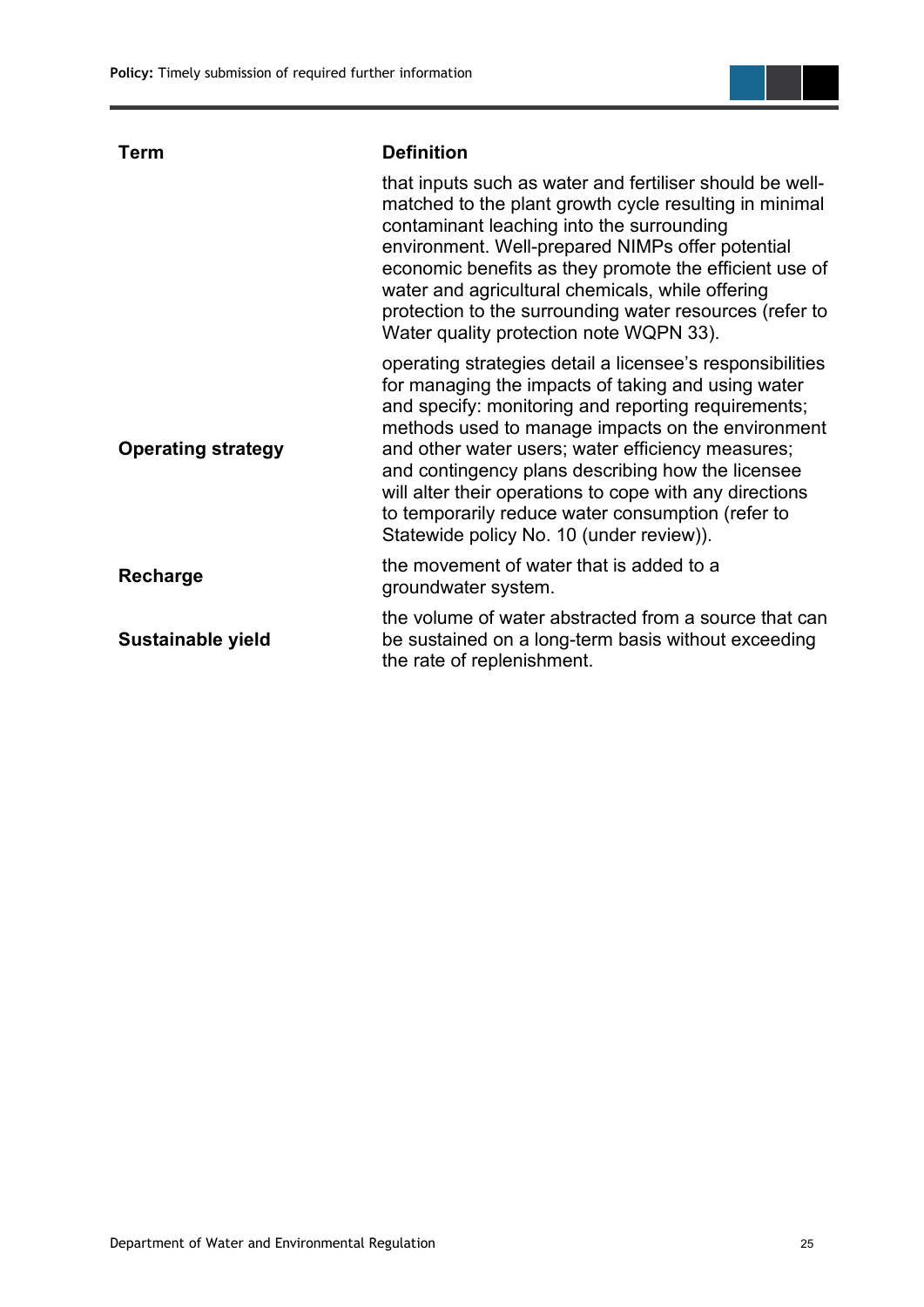| Term | Definition |
| --- | --- |
| | that inputs such as water and fertiliser should be well-matched to the plant growth cycle resulting in minimal contaminant leaching into the surrounding environment. Well-prepared NIMPs offer potential economic benefits as they promote the efficient use of water and agricultural chemicals, while offering protection to the surrounding water resources (refer to Water quality protection note WQPN 33). |
| **Operating strategy** | operating strategies detail a licensee's responsibilities for managing the impacts of taking and using water and specify: monitoring and reporting requirements; methods used to manage impacts on the environment and other water users; water efficiency measures; and contingency plans describing how the licensee will alter their operations to cope with any directions to temporarily reduce water consumption (refer to Statewide policy No. 10 (under review)). |
| **Recharge** | the movement of water that is added to a groundwater system. |
| **Sustainable yield** | the volume of water abstracted from a source that can be sustained on a long-term basis without exceeding the rate of replenishment. |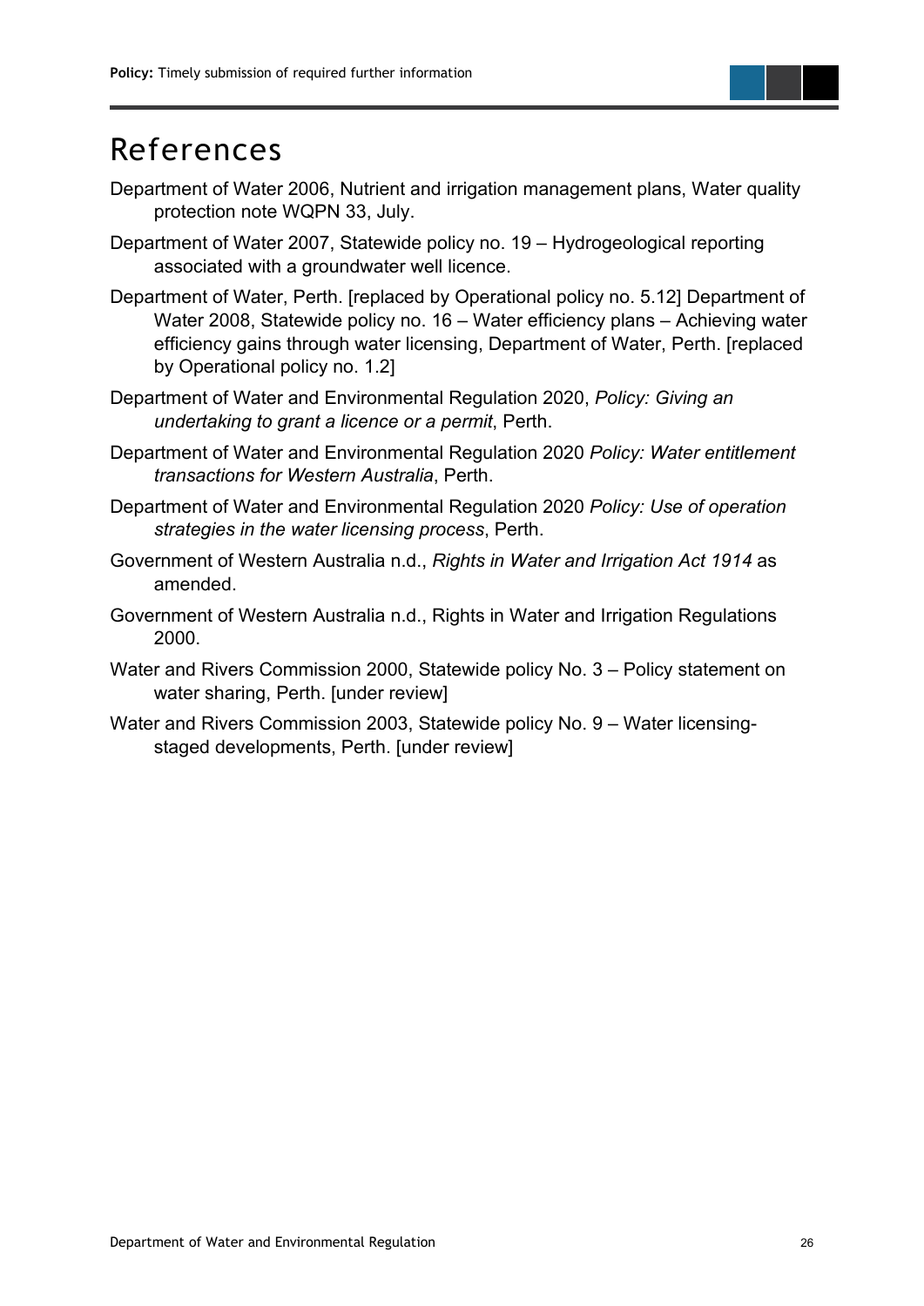# References

Department of Water 2006, Nutrient and irrigation management plans, Water quality protection note WQPN 33, July.

Department of Water 2007, Statewide policy no. 19 – Hydrogeological reporting associated with a groundwater well licence.

Department of Water, Perth. [replaced by Operational policy no. 5.12] Department of Water 2008, Statewide policy no. 16 – Water efficiency plans – Achieving water efficiency gains through water licensing, Department of Water, Perth. [replaced by Operational policy no. 1.2]

Department of Water and Environmental Regulation 2020, *Policy: Giving an undertaking to grant a licence or a permit*, Perth.

Department of Water and Environmental Regulation 2020 *Policy: Water entitlement transactions for Western Australia*, Perth.

Department of Water and Environmental Regulation 2020 *Policy: Use of operation strategies in the water licensing process*, Perth.

Government of Western Australia n.d., *Rights in Water and Irrigation Act 1914* as amended.

Government of Western Australia n.d., Rights in Water and Irrigation Regulations 2000.

Water and Rivers Commission 2000, Statewide policy No. 3 – Policy statement on water sharing, Perth. [under review]

Water and Rivers Commission 2003, Statewide policy No. 9 – Water licensing-staged developments, Perth. [under review]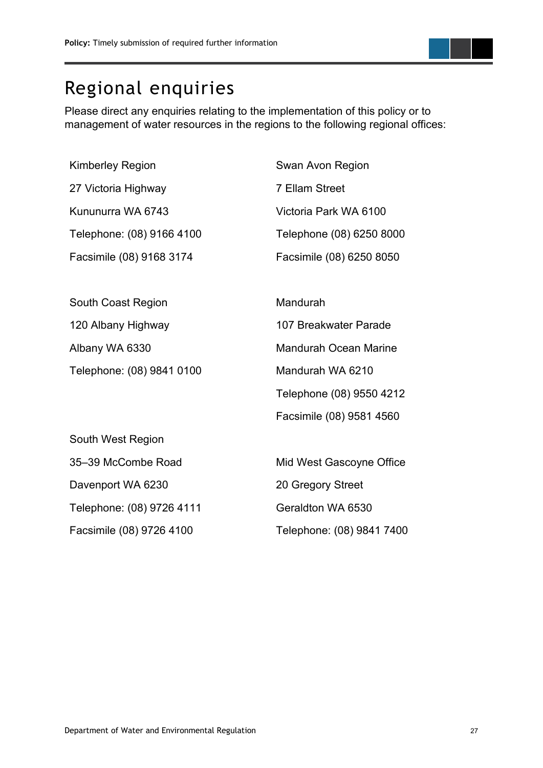# Regional enquiries

Please direct any enquiries relating to the implementation of this policy or to management of water resources in the regions to the following regional offices:

Kimberley Region
27 Victoria Highway
Kununurra WA 6743
Telephone: (08) 9166 4100
Facsimile (08) 9168 3174

Swan Avon Region
7 Ellam Street
Victoria Park WA 6100
Telephone (08) 6250 8000
Facsimile (08) 6250 8050

South Coast Region
120 Albany Highway
Albany WA 6330
Telephone: (08) 9841 0100

Mandurah
107 Breakwater Parade
Mandurah Ocean Marine
Mandurah WA 6210
Telephone (08) 9550 4212
Facsimile (08) 9581 4560

South West Region
35–39 McCombe Road
Davenport WA 6230
Telephone: (08) 9726 4111
Facsimile (08) 9726 4100

Mid West Gascoyne Office
20 Gregory Street
Geraldton WA 6530
Telephone: (08) 9841 7400